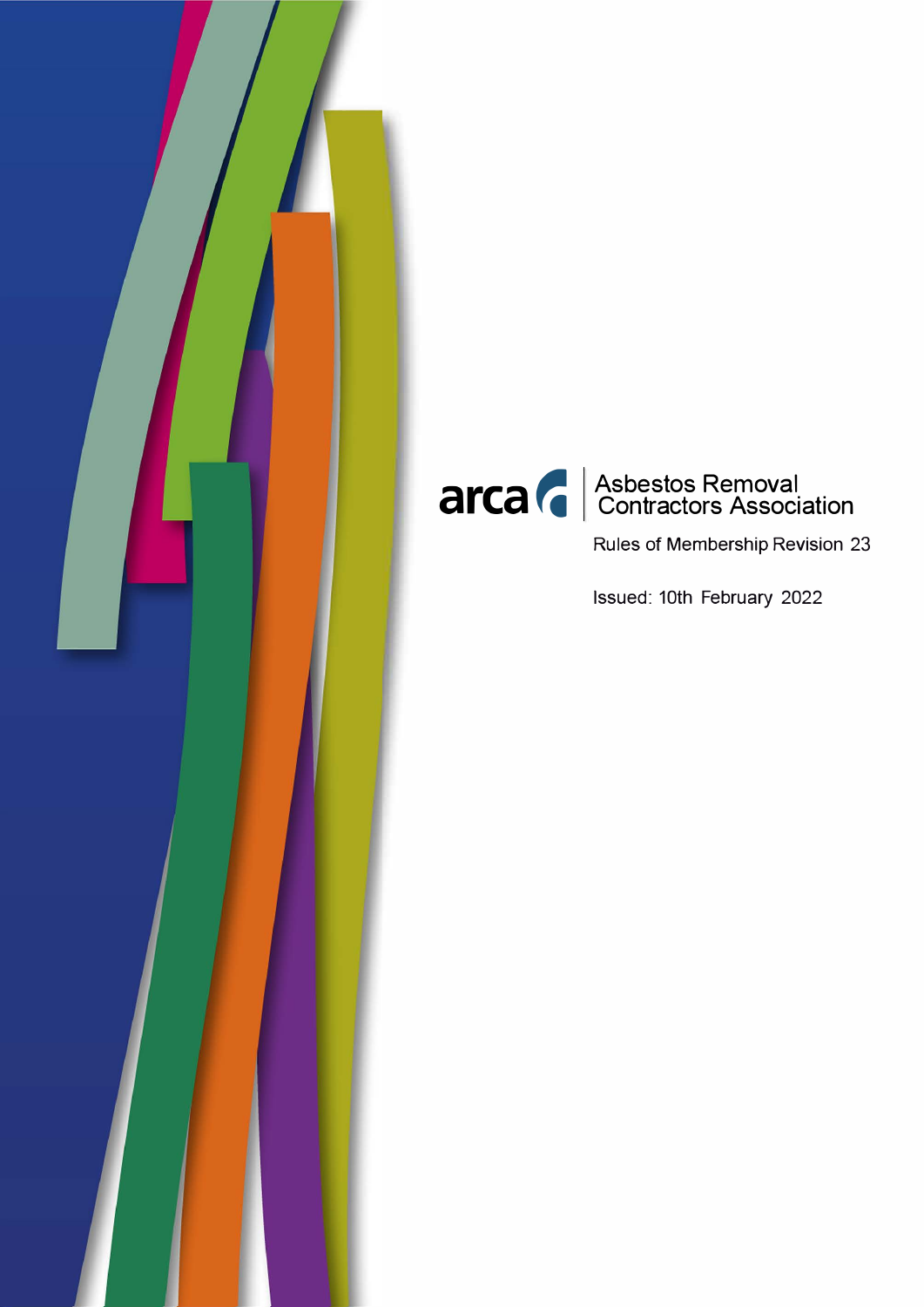arca

# Asbestos Removal Contractors Association

Rules of Membership Revision 23

Issued: 10th February 2022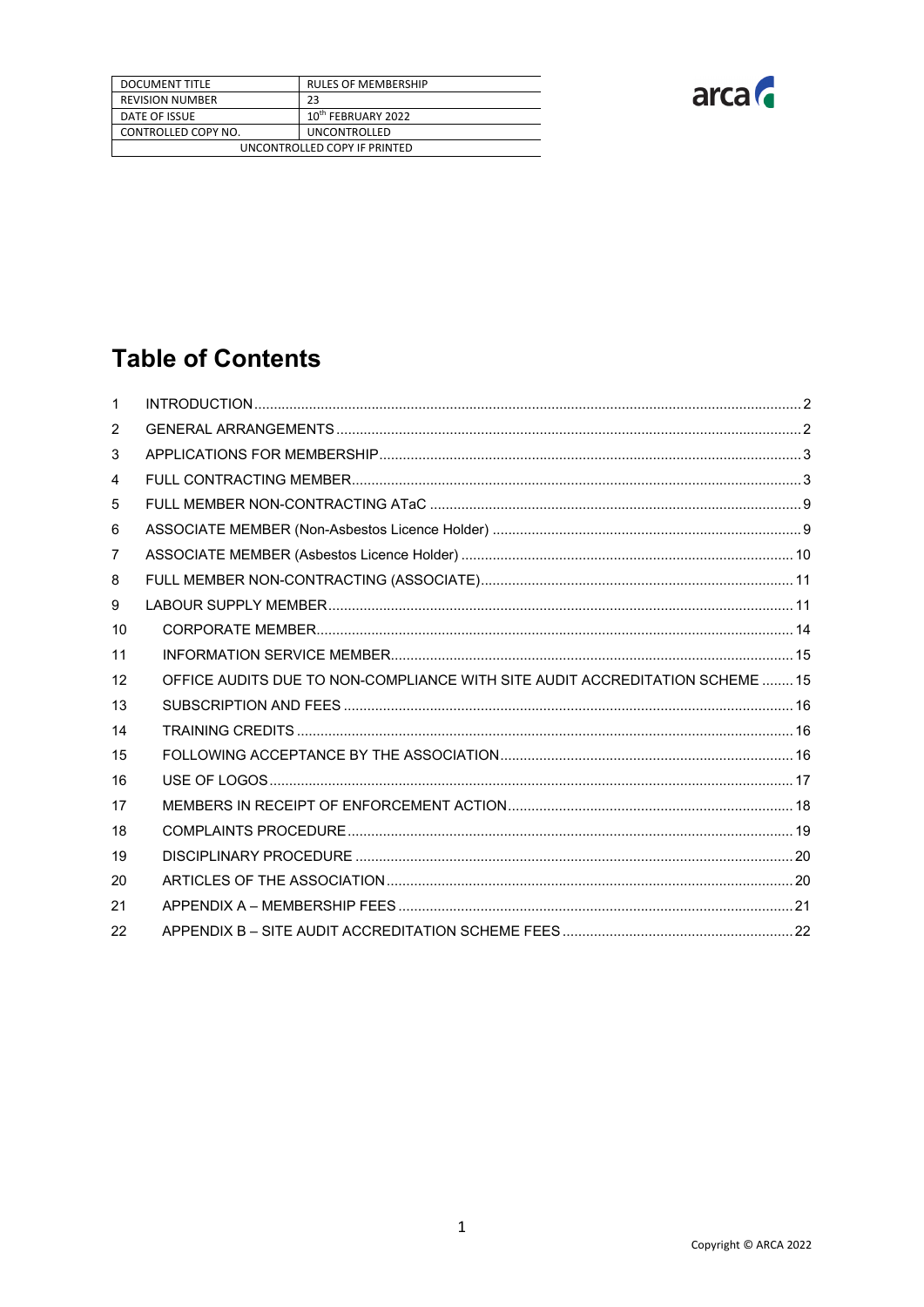| DOCUMENT TITLE | RULES OF MEMBERSHIP |
|---|---|
| REVISION NUMBER | 23 |
| DATE OF ISSUE | 10th FEBRUARY 2022 |
| CONTROLLED COPY NO. | UNCONTROLLED |
| UNCONTROLLED COPY IF PRINTED | |

# Table of Contents

1 INTRODUCTION ..... 2
2 GENERAL ARRANGEMENTS ..... 2
3 APPLICATIONS FOR MEMBERSHIP ..... 3
4 FULL CONTRACTING MEMBER ..... 3
5 FULL MEMBER NON-CONTRACTING ATaC ..... 9
6 ASSOCIATE MEMBER (Non-Asbestos Licence Holder) ..... 9
7 ASSOCIATE MEMBER (Asbestos Licence Holder) ..... 10
8 FULL MEMBER NON-CONTRACTING (ASSOCIATE) ..... 11
9 LABOUR SUPPLY MEMBER ..... 11
10 CORPORATE MEMBER ..... 14
11 INFORMATION SERVICE MEMBER ..... 15
12 OFFICE AUDITS DUE TO NON-COMPLIANCE WITH SITE AUDIT ACCREDITATION SCHEME ..... 15
13 SUBSCRIPTION AND FEES ..... 16
14 TRAINING CREDITS ..... 16
15 FOLLOWING ACCEPTANCE BY THE ASSOCIATION ..... 16
16 USE OF LOGOS ..... 17
17 MEMBERS IN RECEIPT OF ENFORCEMENT ACTION ..... 18
18 COMPLAINTS PROCEDURE ..... 19
19 DISCIPLINARY PROCEDURE ..... 20
20 ARTICLES OF THE ASSOCIATION ..... 20
21 APPENDIX A – MEMBERSHIP FEES ..... 21
22 APPENDIX B – SITE AUDIT ACCREDITATION SCHEME FEES ..... 22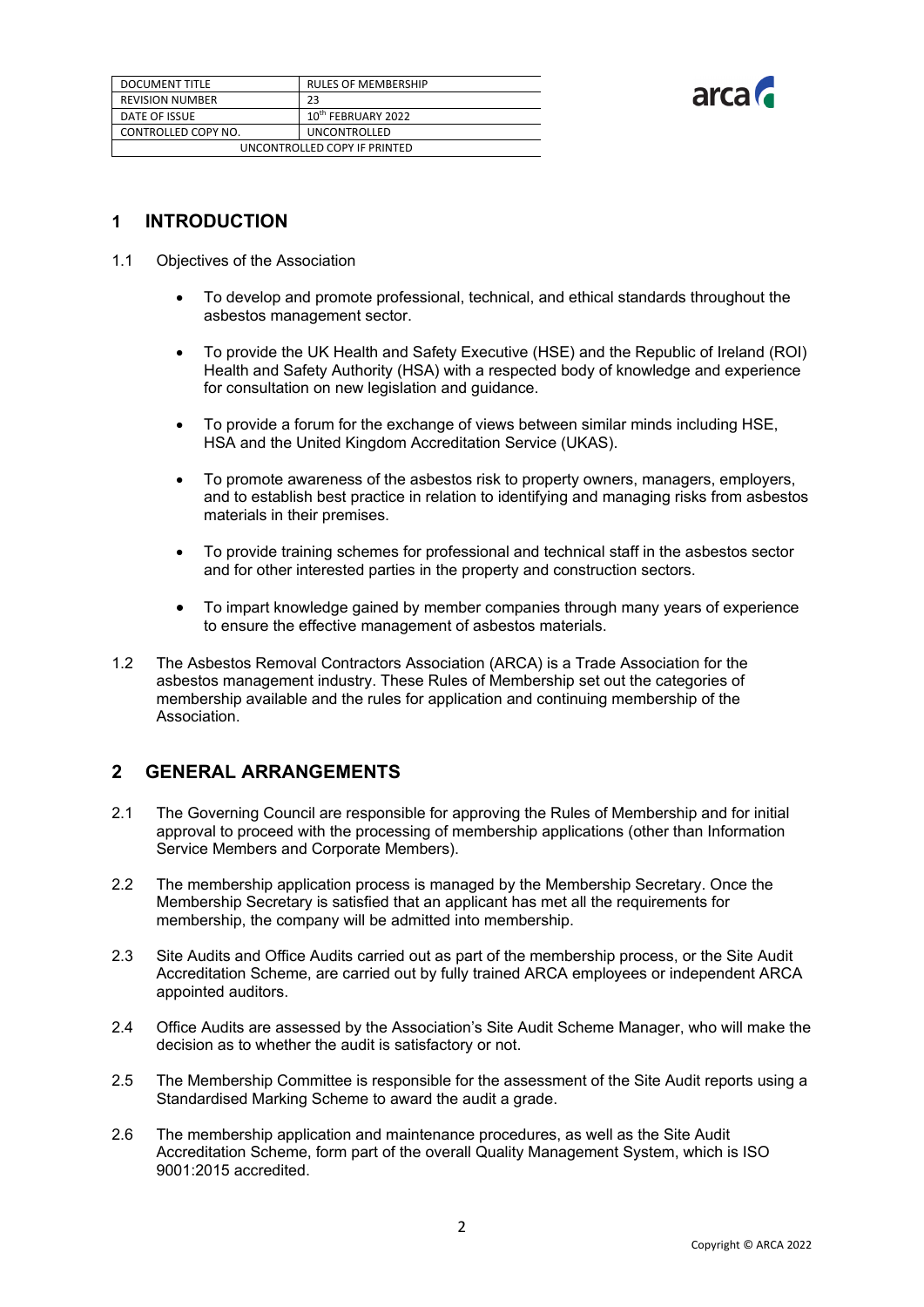| DOCUMENT TITLE | RULES OF MEMBERSHIP |
| --- | --- |
| REVISION NUMBER | 23 |
| DATE OF ISSUE | 10th FEBRUARY 2022 |
| CONTROLLED COPY NO. | UNCONTROLLED |
| UNCONTROLLED COPY IF PRINTED | |

## 1 INTRODUCTION

1.1 Objectives of the Association

- To develop and promote professional, technical, and ethical standards throughout the asbestos management sector.
- To provide the UK Health and Safety Executive (HSE) and the Republic of Ireland (ROI) Health and Safety Authority (HSA) with a respected body of knowledge and experience for consultation on new legislation and guidance.
- To provide a forum for the exchange of views between similar minds including HSE, HSA and the United Kingdom Accreditation Service (UKAS).
- To promote awareness of the asbestos risk to property owners, managers, employers, and to establish best practice in relation to identifying and managing risks from asbestos materials in their premises.
- To provide training schemes for professional and technical staff in the asbestos sector and for other interested parties in the property and construction sectors.
- To impart knowledge gained by member companies through many years of experience to ensure the effective management of asbestos materials.

1.2 The Asbestos Removal Contractors Association (ARCA) is a Trade Association for the asbestos management industry. These Rules of Membership set out the categories of membership available and the rules for application and continuing membership of the Association.

## 2 GENERAL ARRANGEMENTS

2.1 The Governing Council are responsible for approving the Rules of Membership and for initial approval to proceed with the processing of membership applications (other than Information Service Members and Corporate Members).

2.2 The membership application process is managed by the Membership Secretary. Once the Membership Secretary is satisfied that an applicant has met all the requirements for membership, the company will be admitted into membership.

2.3 Site Audits and Office Audits carried out as part of the membership process, or the Site Audit Accreditation Scheme, are carried out by fully trained ARCA employees or independent ARCA appointed auditors.

2.4 Office Audits are assessed by the Association's Site Audit Scheme Manager, who will make the decision as to whether the audit is satisfactory or not.

2.5 The Membership Committee is responsible for the assessment of the Site Audit reports using a Standardised Marking Scheme to award the audit a grade.

2.6 The membership application and maintenance procedures, as well as the Site Audit Accreditation Scheme, form part of the overall Quality Management System, which is ISO 9001:2015 accredited.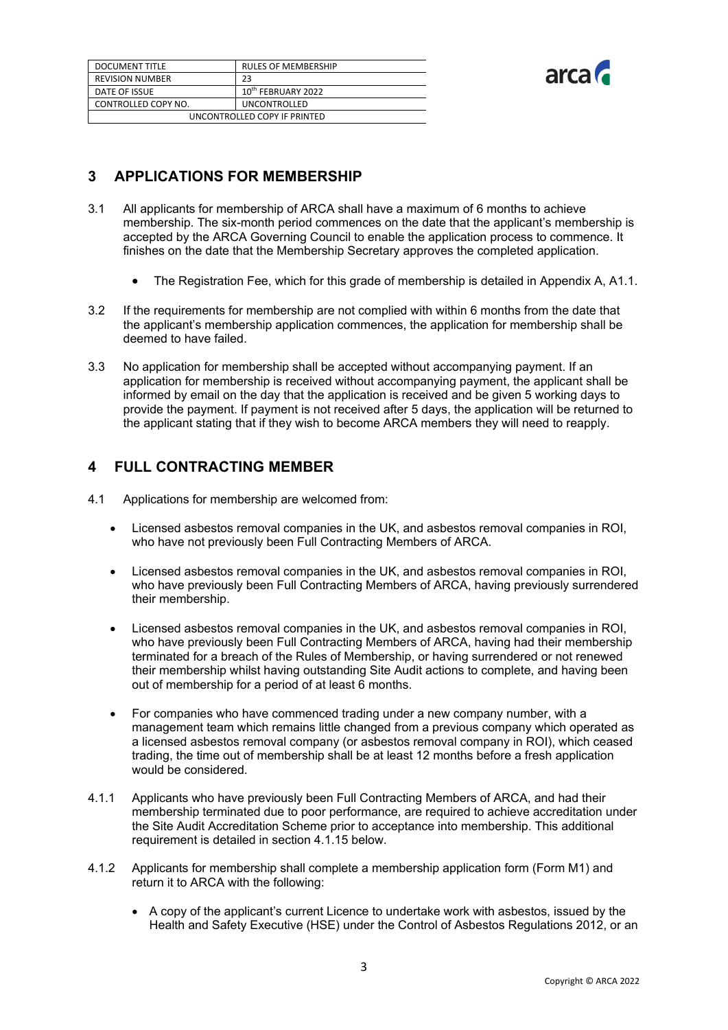## 3 APPLICATIONS FOR MEMBERSHIP

3.1 All applicants for membership of ARCA shall have a maximum of 6 months to achieve membership. The six-month period commences on the date that the applicant's membership is accepted by the ARCA Governing Council to enable the application process to commence. It finishes on the date that the Membership Secretary approves the completed application.

- The Registration Fee, which for this grade of membership is detailed in Appendix A, A1.1.

3.2 If the requirements for membership are not complied with within 6 months from the date that the applicant's membership application commences, the application for membership shall be deemed to have failed.

3.3 No application for membership shall be accepted without accompanying payment. If an application for membership is received without accompanying payment, the applicant shall be informed by email on the day that the application is received and be given 5 working days to provide the payment. If payment is not received after 5 days, the application will be returned to the applicant stating that if they wish to become ARCA members they will need to reapply.

## 4 FULL CONTRACTING MEMBER

4.1 Applications for membership are welcomed from:

- Licensed asbestos removal companies in the UK, and asbestos removal companies in ROI, who have not previously been Full Contracting Members of ARCA.
- Licensed asbestos removal companies in the UK, and asbestos removal companies in ROI, who have previously been Full Contracting Members of ARCA, having previously surrendered their membership.
- Licensed asbestos removal companies in the UK, and asbestos removal companies in ROI, who have previously been Full Contracting Members of ARCA, having had their membership terminated for a breach of the Rules of Membership, or having surrendered or not renewed their membership whilst having outstanding Site Audit actions to complete, and having been out of membership for a period of at least 6 months.
- For companies who have commenced trading under a new company number, with a management team which remains little changed from a previous company which operated as a licensed asbestos removal company (or asbestos removal company in ROI), which ceased trading, the time out of membership shall be at least 12 months before a fresh application would be considered.

4.1.1 Applicants who have previously been Full Contracting Members of ARCA, and had their membership terminated due to poor performance, are required to achieve accreditation under the Site Audit Accreditation Scheme prior to acceptance into membership. This additional requirement is detailed in section 4.1.15 below.

4.1.2 Applicants for membership shall complete a membership application form (Form M1) and return it to ARCA with the following:

- A copy of the applicant's current Licence to undertake work with asbestos, issued by the Health and Safety Executive (HSE) under the Control of Asbestos Regulations 2012, or an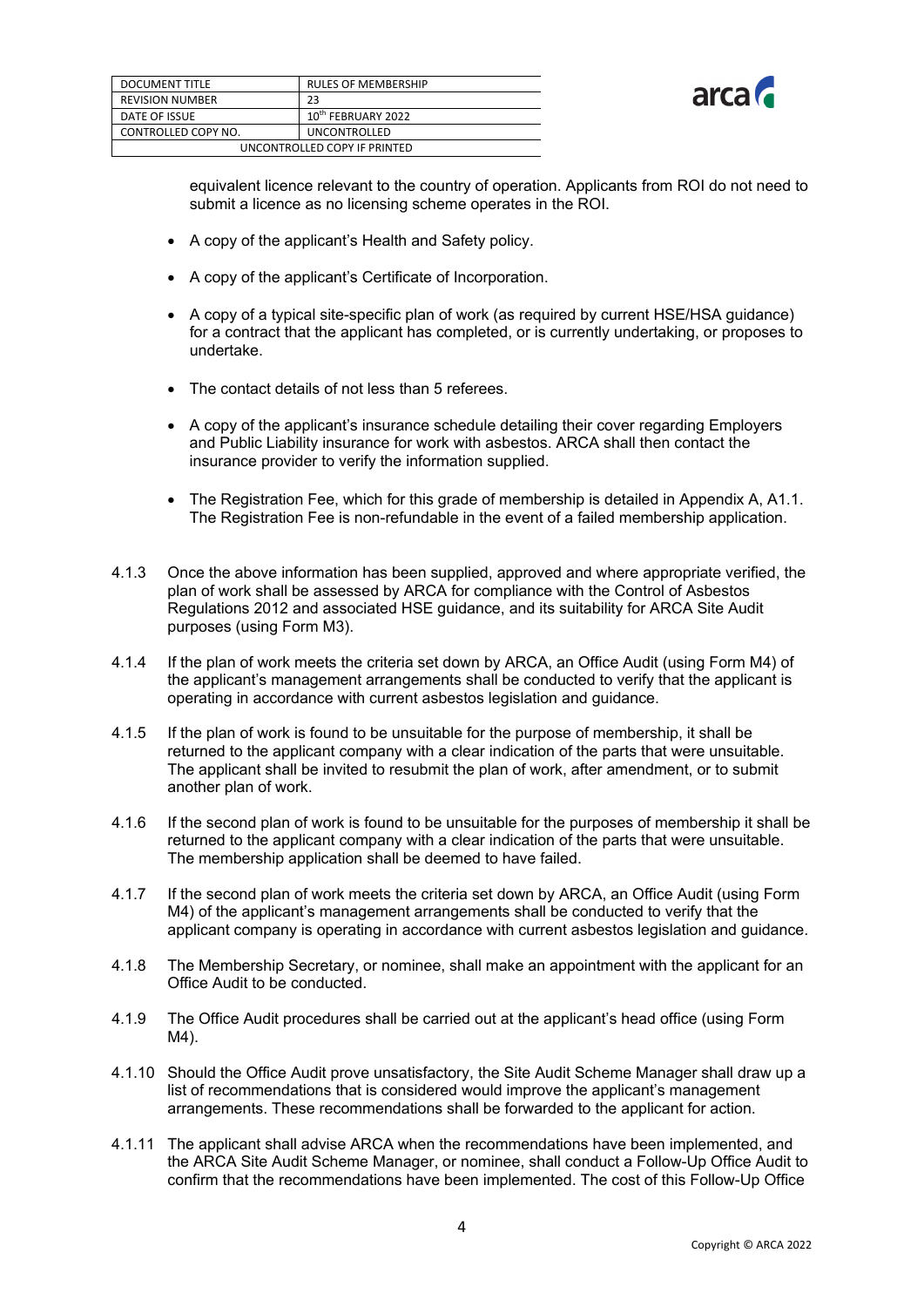equivalent licence relevant to the country of operation. Applicants from ROI do not need to submit a licence as no licensing scheme operates in the ROI.

- A copy of the applicant's Health and Safety policy.
- A copy of the applicant's Certificate of Incorporation.
- A copy of a typical site-specific plan of work (as required by current HSE/HSA guidance) for a contract that the applicant has completed, or is currently undertaking, or proposes to undertake.
- The contact details of not less than 5 referees.
- A copy of the applicant's insurance schedule detailing their cover regarding Employers and Public Liability insurance for work with asbestos. ARCA shall then contact the insurance provider to verify the information supplied.
- The Registration Fee, which for this grade of membership is detailed in Appendix A, A1.1. The Registration Fee is non-refundable in the event of a failed membership application.

4.1.3 Once the above information has been supplied, approved and where appropriate verified, the plan of work shall be assessed by ARCA for compliance with the Control of Asbestos Regulations 2012 and associated HSE guidance, and its suitability for ARCA Site Audit purposes (using Form M3).

4.1.4 If the plan of work meets the criteria set down by ARCA, an Office Audit (using Form M4) of the applicant's management arrangements shall be conducted to verify that the applicant is operating in accordance with current asbestos legislation and guidance.

4.1.5 If the plan of work is found to be unsuitable for the purpose of membership, it shall be returned to the applicant company with a clear indication of the parts that were unsuitable. The applicant shall be invited to resubmit the plan of work, after amendment, or to submit another plan of work.

4.1.6 If the second plan of work is found to be unsuitable for the purposes of membership it shall be returned to the applicant company with a clear indication of the parts that were unsuitable. The membership application shall be deemed to have failed.

4.1.7 If the second plan of work meets the criteria set down by ARCA, an Office Audit (using Form M4) of the applicant's management arrangements shall be conducted to verify that the applicant company is operating in accordance with current asbestos legislation and guidance.

4.1.8 The Membership Secretary, or nominee, shall make an appointment with the applicant for an Office Audit to be conducted.

4.1.9 The Office Audit procedures shall be carried out at the applicant's head office (using Form M4).

4.1.10 Should the Office Audit prove unsatisfactory, the Site Audit Scheme Manager shall draw up a list of recommendations that is considered would improve the applicant's management arrangements. These recommendations shall be forwarded to the applicant for action.

4.1.11 The applicant shall advise ARCA when the recommendations have been implemented, and the ARCA Site Audit Scheme Manager, or nominee, shall conduct a Follow-Up Office Audit to confirm that the recommendations have been implemented. The cost of this Follow-Up Office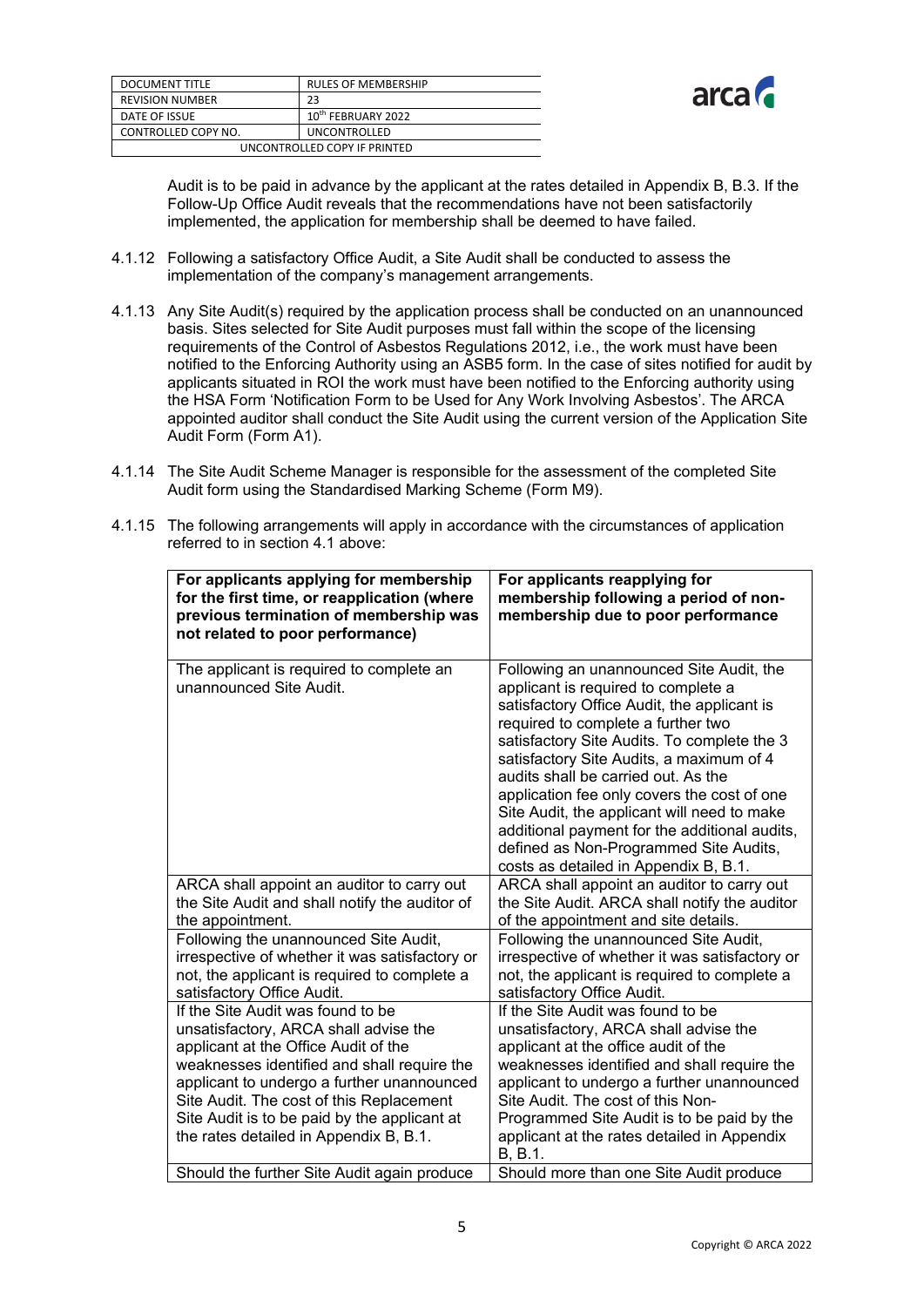Audit is to be paid in advance by the applicant at the rates detailed in Appendix B, B.3. If the Follow-Up Office Audit reveals that the recommendations have not been satisfactorily implemented, the application for membership shall be deemed to have failed.

4.1.12 Following a satisfactory Office Audit, a Site Audit shall be conducted to assess the implementation of the company's management arrangements.

4.1.13 Any Site Audit(s) required by the application process shall be conducted on an unannounced basis. Sites selected for Site Audit purposes must fall within the scope of the licensing requirements of the Control of Asbestos Regulations 2012, i.e., the work must have been notified to the Enforcing Authority using an ASB5 form. In the case of sites notified for audit by applicants situated in ROI the work must have been notified to the Enforcing authority using the HSA Form 'Notification Form to be Used for Any Work Involving Asbestos'. The ARCA appointed auditor shall conduct the Site Audit using the current version of the Application Site Audit Form (Form A1).

4.1.14 The Site Audit Scheme Manager is responsible for the assessment of the completed Site Audit form using the Standardised Marking Scheme (Form M9).

4.1.15 The following arrangements will apply in accordance with the circumstances of application referred to in section 4.1 above:

| **For applicants applying for membership for the first time, or reapplication (where previous termination of membership was not related to poor performance)** | **For applicants reapplying for membership following a period of non-membership due to poor performance** |
|---|---|
| The applicant is required to complete an unannounced Site Audit. | Following an unannounced Site Audit, the applicant is required to complete a satisfactory Office Audit, the applicant is required to complete a further two satisfactory Site Audits. To complete the 3 satisfactory Site Audits, a maximum of 4 audits shall be carried out. As the application fee only covers the cost of one Site Audit, the applicant will need to make additional payment for the additional audits, defined as Non-Programmed Site Audits, costs as detailed in Appendix B, B.1. |
| ARCA shall appoint an auditor to carry out the Site Audit and shall notify the auditor of the appointment. | ARCA shall appoint an auditor to carry out the Site Audit. ARCA shall notify the auditor of the appointment and site details. |
| Following the unannounced Site Audit, irrespective of whether it was satisfactory or not, the applicant is required to complete a satisfactory Office Audit. | Following the unannounced Site Audit, irrespective of whether it was satisfactory or not, the applicant is required to complete a satisfactory Office Audit. |
| If the Site Audit was found to be unsatisfactory, ARCA shall advise the applicant at the Office Audit of the weaknesses identified and shall require the applicant to undergo a further unannounced Site Audit. The cost of this Replacement Site Audit is to be paid by the applicant at the rates detailed in Appendix B, B.1. | If the Site Audit was found to be unsatisfactory, ARCA shall advise the applicant at the office audit of the weaknesses identified and shall require the applicant to undergo a further unannounced Site Audit. The cost of this Non-Programmed Site Audit is to be paid by the applicant at the rates detailed in Appendix B, B.1. |
| Should the further Site Audit again produce | Should more than one Site Audit produce |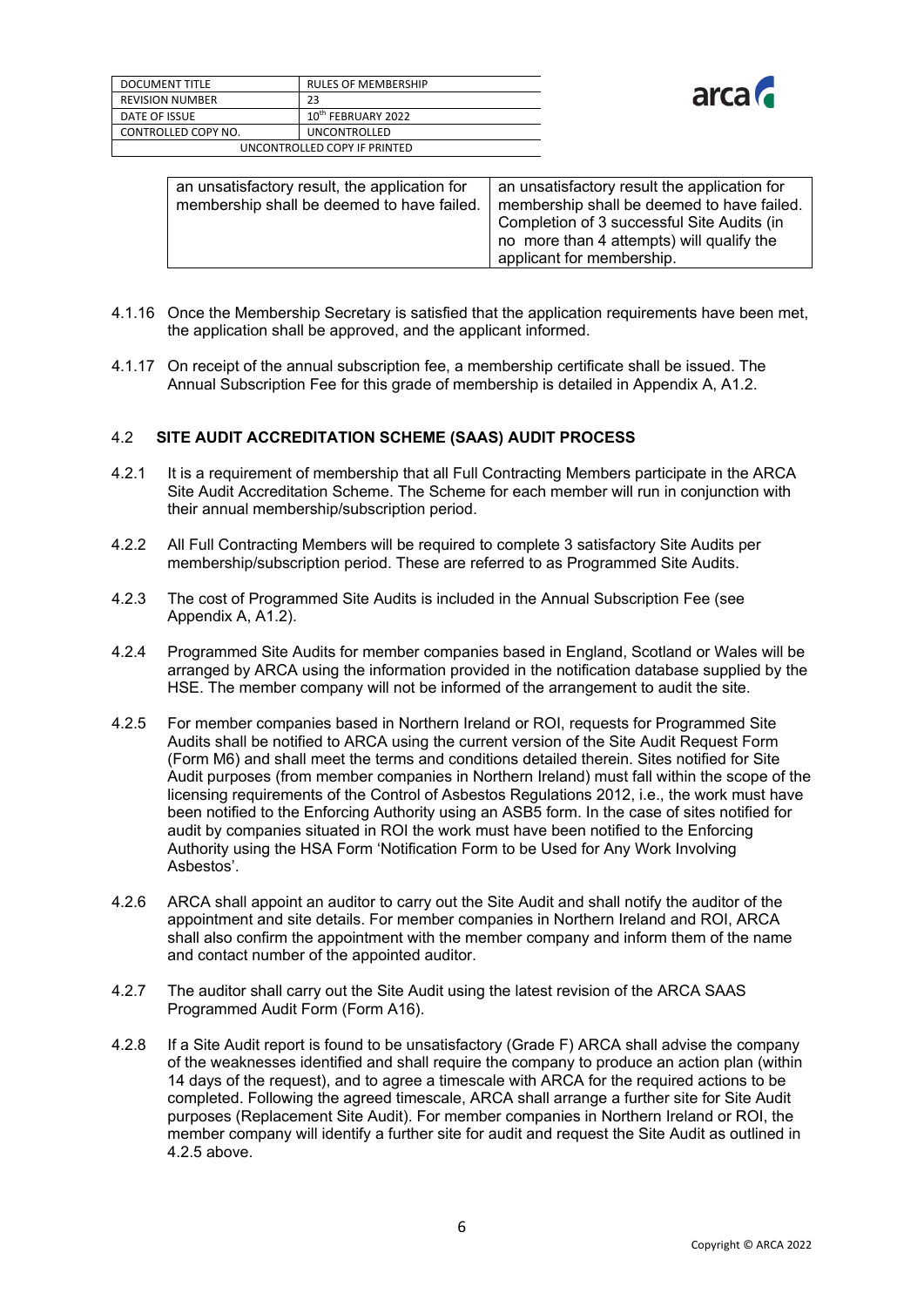| an unsatisfactory result, the application for membership shall be deemed to have failed. | an unsatisfactory result the application for membership shall be deemed to have failed. Completion of 3 successful Site Audits (in no more than 4 attempts) will qualify the applicant for membership. |
|---|---|

4.1.16 Once the Membership Secretary is satisfied that the application requirements have been met, the application shall be approved, and the applicant informed.

4.1.17 On receipt of the annual subscription fee, a membership certificate shall be issued. The Annual Subscription Fee for this grade of membership is detailed in Appendix A, A1.2.

### 4.2 SITE AUDIT ACCREDITATION SCHEME (SAAS) AUDIT PROCESS

4.2.1 It is a requirement of membership that all Full Contracting Members participate in the ARCA Site Audit Accreditation Scheme. The Scheme for each member will run in conjunction with their annual membership/subscription period.

4.2.2 All Full Contracting Members will be required to complete 3 satisfactory Site Audits per membership/subscription period. These are referred to as Programmed Site Audits.

4.2.3 The cost of Programmed Site Audits is included in the Annual Subscription Fee (see Appendix A, A1.2).

4.2.4 Programmed Site Audits for member companies based in England, Scotland or Wales will be arranged by ARCA using the information provided in the notification database supplied by the HSE. The member company will not be informed of the arrangement to audit the site.

4.2.5 For member companies based in Northern Ireland or ROI, requests for Programmed Site Audits shall be notified to ARCA using the current version of the Site Audit Request Form (Form M6) and shall meet the terms and conditions detailed therein. Sites notified for Site Audit purposes (from member companies in Northern Ireland) must fall within the scope of the licensing requirements of the Control of Asbestos Regulations 2012, i.e., the work must have been notified to the Enforcing Authority using an ASB5 form. In the case of sites notified for audit by companies situated in ROI the work must have been notified to the Enforcing Authority using the HSA Form 'Notification Form to be Used for Any Work Involving Asbestos'.

4.2.6 ARCA shall appoint an auditor to carry out the Site Audit and shall notify the auditor of the appointment and site details. For member companies in Northern Ireland and ROI, ARCA shall also confirm the appointment with the member company and inform them of the name and contact number of the appointed auditor.

4.2.7 The auditor shall carry out the Site Audit using the latest revision of the ARCA SAAS Programmed Audit Form (Form A16).

4.2.8 If a Site Audit report is found to be unsatisfactory (Grade F) ARCA shall advise the company of the weaknesses identified and shall require the company to produce an action plan (within 14 days of the request), and to agree a timescale with ARCA for the required actions to be completed. Following the agreed timescale, ARCA shall arrange a further site for Site Audit purposes (Replacement Site Audit). For member companies in Northern Ireland or ROI, the member company will identify a further site for audit and request the Site Audit as outlined in 4.2.5 above.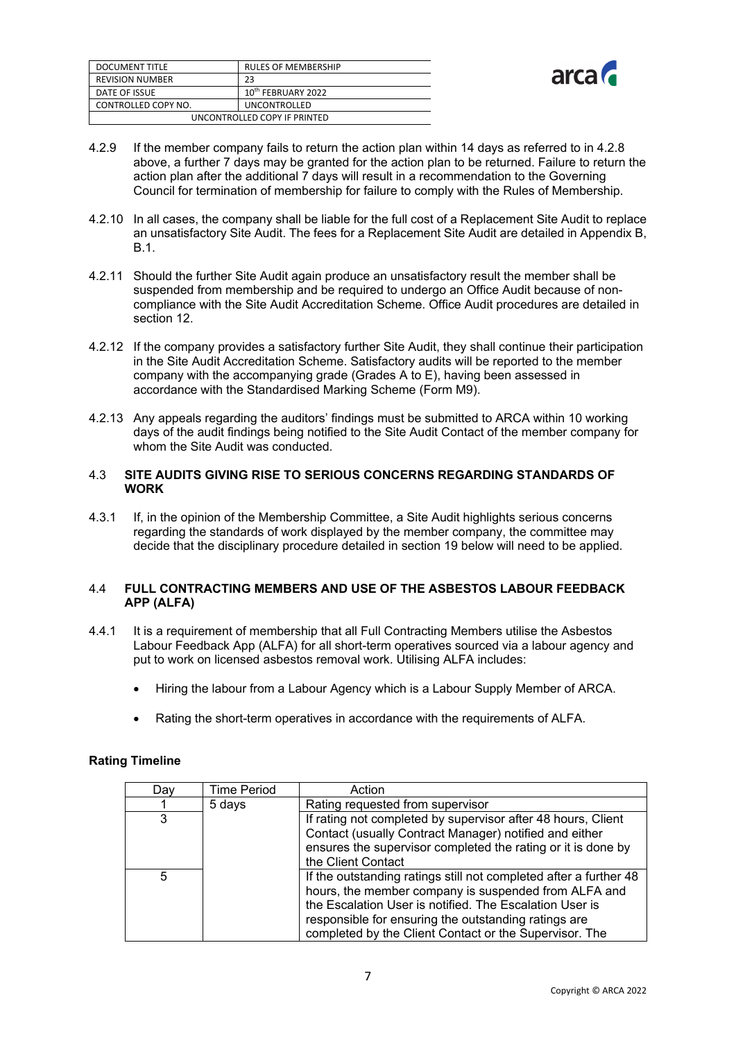4.2.9 If the member company fails to return the action plan within 14 days as referred to in 4.2.8 above, a further 7 days may be granted for the action plan to be returned. Failure to return the action plan after the additional 7 days will result in a recommendation to the Governing Council for termination of membership for failure to comply with the Rules of Membership.

4.2.10 In all cases, the company shall be liable for the full cost of a Replacement Site Audit to replace an unsatisfactory Site Audit. The fees for a Replacement Site Audit are detailed in Appendix B, B.1.

4.2.11 Should the further Site Audit again produce an unsatisfactory result the member shall be suspended from membership and be required to undergo an Office Audit because of non-compliance with the Site Audit Accreditation Scheme. Office Audit procedures are detailed in section 12.

4.2.12 If the company provides a satisfactory further Site Audit, they shall continue their participation in the Site Audit Accreditation Scheme. Satisfactory audits will be reported to the member company with the accompanying grade (Grades A to E), having been assessed in accordance with the Standardised Marking Scheme (Form M9).

4.2.13 Any appeals regarding the auditors' findings must be submitted to ARCA within 10 working days of the audit findings being notified to the Site Audit Contact of the member company for whom the Site Audit was conducted.

### 4.3 SITE AUDITS GIVING RISE TO SERIOUS CONCERNS REGARDING STANDARDS OF WORK

4.3.1 If, in the opinion of the Membership Committee, a Site Audit highlights serious concerns regarding the standards of work displayed by the member company, the committee may decide that the disciplinary procedure detailed in section 19 below will need to be applied.

### 4.4 FULL CONTRACTING MEMBERS AND USE OF THE ASBESTOS LABOUR FEEDBACK APP (ALFA)

4.4.1 It is a requirement of membership that all Full Contracting Members utilise the Asbestos Labour Feedback App (ALFA) for all short-term operatives sourced via a labour agency and put to work on licensed asbestos removal work. Utilising ALFA includes:

- Hiring the labour from a Labour Agency which is a Labour Supply Member of ARCA.
- Rating the short-term operatives in accordance with the requirements of ALFA.

**Rating Timeline**

| Day | Time Period | Action |
|---|---|---|
| 1 | 5 days | Rating requested from supervisor |
| 3 | | If rating not completed by supervisor after 48 hours, Client Contact (usually Contract Manager) notified and either ensures the supervisor completed the rating or it is done by the Client Contact |
| 5 | | If the outstanding ratings still not completed after a further 48 hours, the member company is suspended from ALFA and the Escalation User is notified. The Escalation User is responsible for ensuring the outstanding ratings are completed by the Client Contact or the Supervisor. The |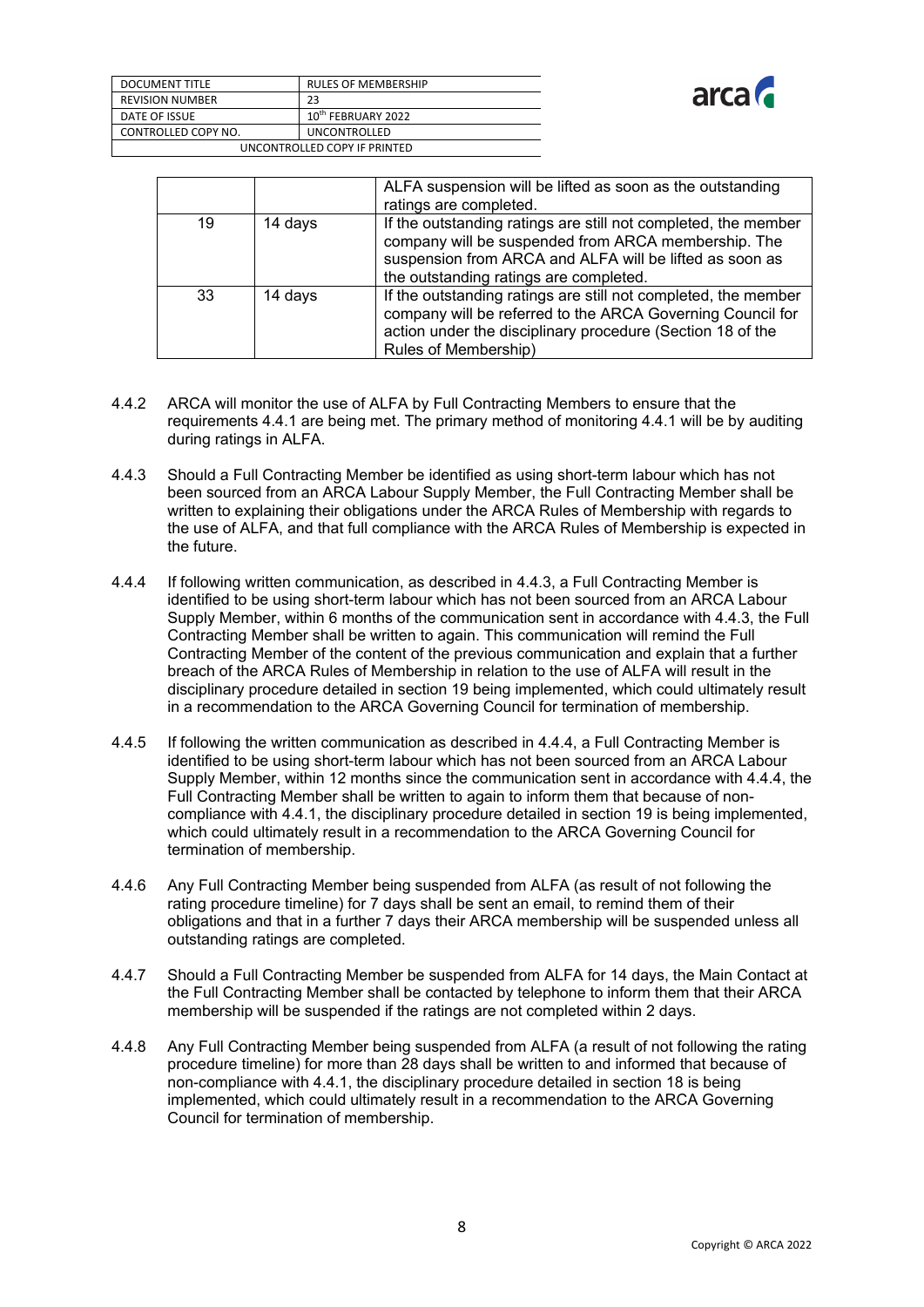| | | |
|---|---|---|
| | | ALFA suspension will be lifted as soon as the outstanding ratings are completed. |
| 19 | 14 days | If the outstanding ratings are still not completed, the member company will be suspended from ARCA membership. The suspension from ARCA and ALFA will be lifted as soon as the outstanding ratings are completed. |
| 33 | 14 days | If the outstanding ratings are still not completed, the member company will be referred to the ARCA Governing Council for action under the disciplinary procedure (Section 18 of the Rules of Membership) |

4.4.2 ARCA will monitor the use of ALFA by Full Contracting Members to ensure that the requirements 4.4.1 are being met. The primary method of monitoring 4.4.1 will be by auditing during ratings in ALFA.

4.4.3 Should a Full Contracting Member be identified as using short-term labour which has not been sourced from an ARCA Labour Supply Member, the Full Contracting Member shall be written to explaining their obligations under the ARCA Rules of Membership with regards to the use of ALFA, and that full compliance with the ARCA Rules of Membership is expected in the future.

4.4.4 If following written communication, as described in 4.4.3, a Full Contracting Member is identified to be using short-term labour which has not been sourced from an ARCA Labour Supply Member, within 6 months of the communication sent in accordance with 4.4.3, the Full Contracting Member shall be written to again. This communication will remind the Full Contracting Member of the content of the previous communication and explain that a further breach of the ARCA Rules of Membership in relation to the use of ALFA will result in the disciplinary procedure detailed in section 19 being implemented, which could ultimately result in a recommendation to the ARCA Governing Council for termination of membership.

4.4.5 If following the written communication as described in 4.4.4, a Full Contracting Member is identified to be using short-term labour which has not been sourced from an ARCA Labour Supply Member, within 12 months since the communication sent in accordance with 4.4.4, the Full Contracting Member shall be written to again to inform them that because of non-compliance with 4.4.1, the disciplinary procedure detailed in section 19 is being implemented, which could ultimately result in a recommendation to the ARCA Governing Council for termination of membership.

4.4.6 Any Full Contracting Member being suspended from ALFA (as result of not following the rating procedure timeline) for 7 days shall be sent an email, to remind them of their obligations and that in a further 7 days their ARCA membership will be suspended unless all outstanding ratings are completed.

4.4.7 Should a Full Contracting Member be suspended from ALFA for 14 days, the Main Contact at the Full Contracting Member shall be contacted by telephone to inform them that their ARCA membership will be suspended if the ratings are not completed within 2 days.

4.4.8 Any Full Contracting Member being suspended from ALFA (a result of not following the rating procedure timeline) for more than 28 days shall be written to and informed that because of non-compliance with 4.4.1, the disciplinary procedure detailed in section 18 is being implemented, which could ultimately result in a recommendation to the ARCA Governing Council for termination of membership.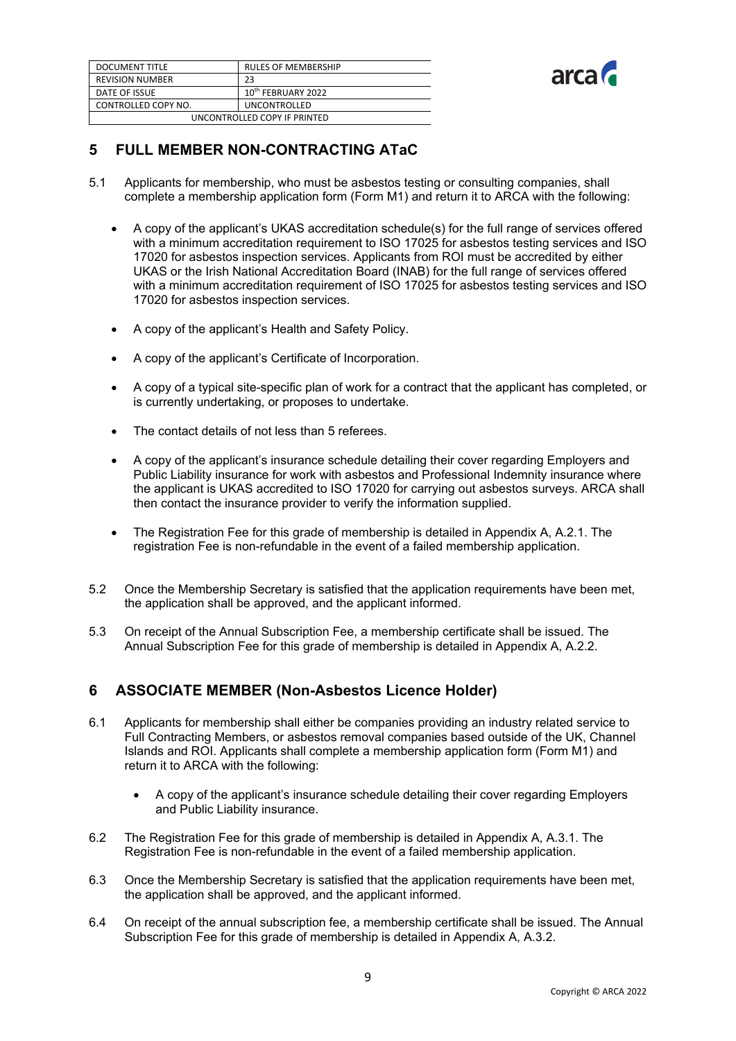## 5 FULL MEMBER NON-CONTRACTING ATaC

5.1 Applicants for membership, who must be asbestos testing or consulting companies, shall complete a membership application form (Form M1) and return it to ARCA with the following:

- A copy of the applicant's UKAS accreditation schedule(s) for the full range of services offered with a minimum accreditation requirement to ISO 17025 for asbestos testing services and ISO 17020 for asbestos inspection services. Applicants from ROI must be accredited by either UKAS or the Irish National Accreditation Board (INAB) for the full range of services offered with a minimum accreditation requirement of ISO 17025 for asbestos testing services and ISO 17020 for asbestos inspection services.
- A copy of the applicant's Health and Safety Policy.
- A copy of the applicant's Certificate of Incorporation.
- A copy of a typical site-specific plan of work for a contract that the applicant has completed, or is currently undertaking, or proposes to undertake.
- The contact details of not less than 5 referees.
- A copy of the applicant's insurance schedule detailing their cover regarding Employers and Public Liability insurance for work with asbestos and Professional Indemnity insurance where the applicant is UKAS accredited to ISO 17020 for carrying out asbestos surveys. ARCA shall then contact the insurance provider to verify the information supplied.
- The Registration Fee for this grade of membership is detailed in Appendix A, A.2.1. The registration Fee is non-refundable in the event of a failed membership application.

5.2 Once the Membership Secretary is satisfied that the application requirements have been met, the application shall be approved, and the applicant informed.

5.3 On receipt of the Annual Subscription Fee, a membership certificate shall be issued. The Annual Subscription Fee for this grade of membership is detailed in Appendix A, A.2.2.

## 6 ASSOCIATE MEMBER (Non-Asbestos Licence Holder)

6.1 Applicants for membership shall either be companies providing an industry related service to Full Contracting Members, or asbestos removal companies based outside of the UK, Channel Islands and ROI. Applicants shall complete a membership application form (Form M1) and return it to ARCA with the following:

- A copy of the applicant's insurance schedule detailing their cover regarding Employers and Public Liability insurance.

6.2 The Registration Fee for this grade of membership is detailed in Appendix A, A.3.1. The Registration Fee is non-refundable in the event of a failed membership application.

6.3 Once the Membership Secretary is satisfied that the application requirements have been met, the application shall be approved, and the applicant informed.

6.4 On receipt of the annual subscription fee, a membership certificate shall be issued. The Annual Subscription Fee for this grade of membership is detailed in Appendix A, A.3.2.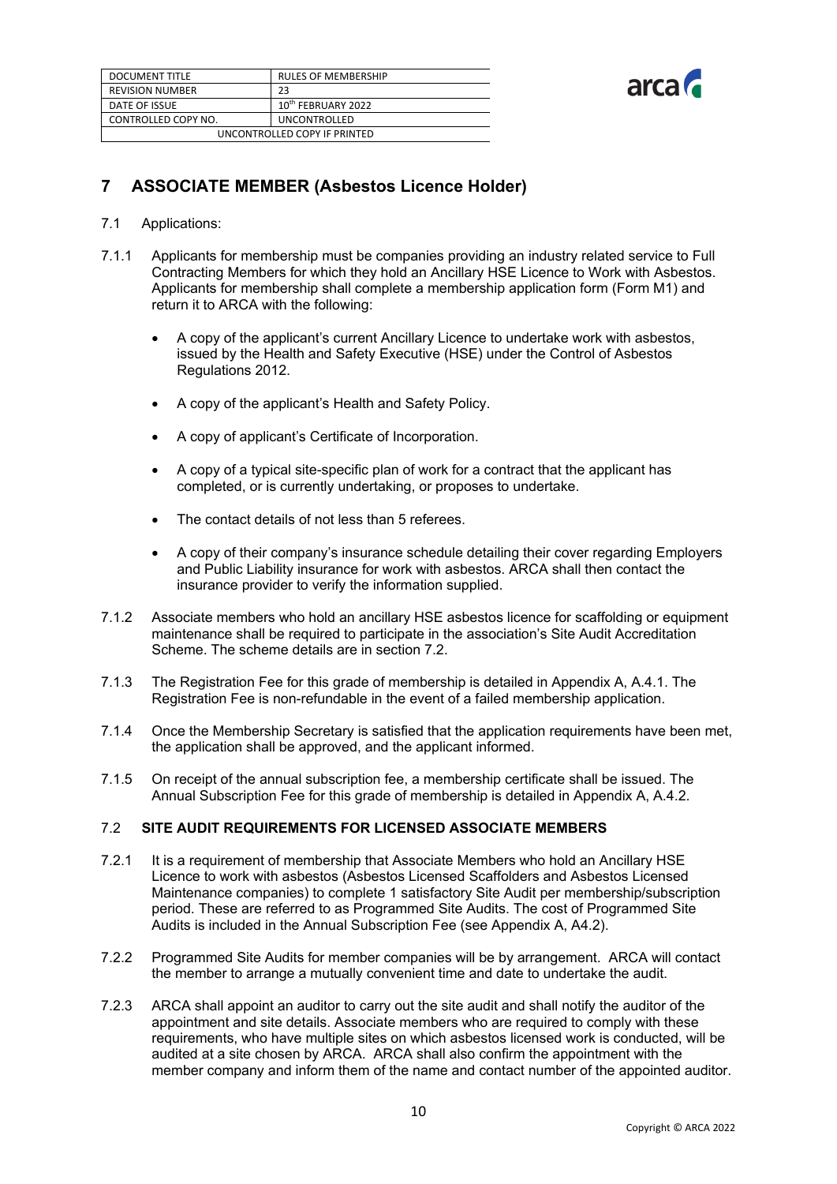## 7 ASSOCIATE MEMBER (Asbestos Licence Holder)

7.1 Applications:

7.1.1 Applicants for membership must be companies providing an industry related service to Full Contracting Members for which they hold an Ancillary HSE Licence to Work with Asbestos. Applicants for membership shall complete a membership application form (Form M1) and return it to ARCA with the following:

- A copy of the applicant's current Ancillary Licence to undertake work with asbestos, issued by the Health and Safety Executive (HSE) under the Control of Asbestos Regulations 2012.
- A copy of the applicant's Health and Safety Policy.
- A copy of applicant's Certificate of Incorporation.
- A copy of a typical site-specific plan of work for a contract that the applicant has completed, or is currently undertaking, or proposes to undertake.
- The contact details of not less than 5 referees.
- A copy of their company's insurance schedule detailing their cover regarding Employers and Public Liability insurance for work with asbestos. ARCA shall then contact the insurance provider to verify the information supplied.

7.1.2 Associate members who hold an ancillary HSE asbestos licence for scaffolding or equipment maintenance shall be required to participate in the association's Site Audit Accreditation Scheme. The scheme details are in section 7.2.

7.1.3 The Registration Fee for this grade of membership is detailed in Appendix A, A.4.1. The Registration Fee is non-refundable in the event of a failed membership application.

7.1.4 Once the Membership Secretary is satisfied that the application requirements have been met, the application shall be approved, and the applicant informed.

7.1.5 On receipt of the annual subscription fee, a membership certificate shall be issued. The Annual Subscription Fee for this grade of membership is detailed in Appendix A, A.4.2.

### 7.2 SITE AUDIT REQUIREMENTS FOR LICENSED ASSOCIATE MEMBERS

7.2.1 It is a requirement of membership that Associate Members who hold an Ancillary HSE Licence to work with asbestos (Asbestos Licensed Scaffolders and Asbestos Licensed Maintenance companies) to complete 1 satisfactory Site Audit per membership/subscription period. These are referred to as Programmed Site Audits. The cost of Programmed Site Audits is included in the Annual Subscription Fee (see Appendix A, A4.2).

7.2.2 Programmed Site Audits for member companies will be by arrangement. ARCA will contact the member to arrange a mutually convenient time and date to undertake the audit.

7.2.3 ARCA shall appoint an auditor to carry out the site audit and shall notify the auditor of the appointment and site details. Associate members who are required to comply with these requirements, who have multiple sites on which asbestos licensed work is conducted, will be audited at a site chosen by ARCA. ARCA shall also confirm the appointment with the member company and inform them of the name and contact number of the appointed auditor.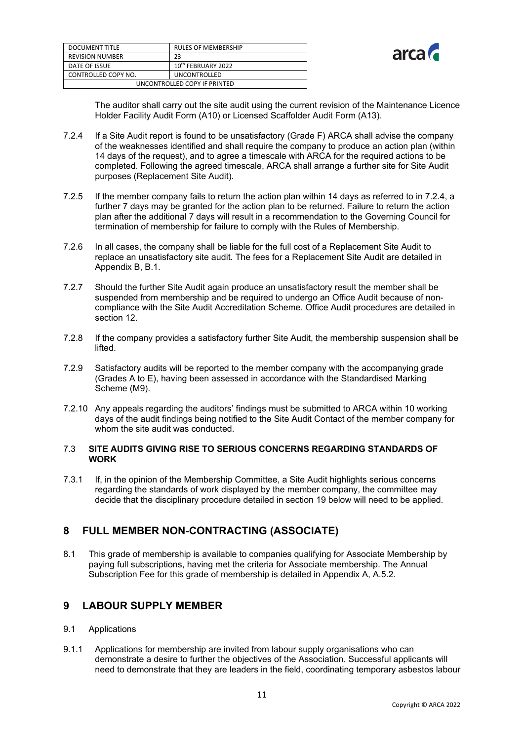The auditor shall carry out the site audit using the current revision of the Maintenance Licence Holder Facility Audit Form (A10) or Licensed Scaffolder Audit Form (A13).

7.2.4 If a Site Audit report is found to be unsatisfactory (Grade F) ARCA shall advise the company of the weaknesses identified and shall require the company to produce an action plan (within 14 days of the request), and to agree a timescale with ARCA for the required actions to be completed. Following the agreed timescale, ARCA shall arrange a further site for Site Audit purposes (Replacement Site Audit).

7.2.5 If the member company fails to return the action plan within 14 days as referred to in 7.2.4, a further 7 days may be granted for the action plan to be returned. Failure to return the action plan after the additional 7 days will result in a recommendation to the Governing Council for termination of membership for failure to comply with the Rules of Membership.

7.2.6 In all cases, the company shall be liable for the full cost of a Replacement Site Audit to replace an unsatisfactory site audit. The fees for a Replacement Site Audit are detailed in Appendix B, B.1.

7.2.7 Should the further Site Audit again produce an unsatisfactory result the member shall be suspended from membership and be required to undergo an Office Audit because of non-compliance with the Site Audit Accreditation Scheme. Office Audit procedures are detailed in section 12.

7.2.8 If the company provides a satisfactory further Site Audit, the membership suspension shall be lifted.

7.2.9 Satisfactory audits will be reported to the member company with the accompanying grade (Grades A to E), having been assessed in accordance with the Standardised Marking Scheme (M9).

7.2.10 Any appeals regarding the auditors' findings must be submitted to ARCA within 10 working days of the audit findings being notified to the Site Audit Contact of the member company for whom the site audit was conducted.

### 7.3 SITE AUDITS GIVING RISE TO SERIOUS CONCERNS REGARDING STANDARDS OF WORK

7.3.1 If, in the opinion of the Membership Committee, a Site Audit highlights serious concerns regarding the standards of work displayed by the member company, the committee may decide that the disciplinary procedure detailed in section 19 below will need to be applied.

## 8 FULL MEMBER NON-CONTRACTING (ASSOCIATE)

8.1 This grade of membership is available to companies qualifying for Associate Membership by paying full subscriptions, having met the criteria for Associate membership. The Annual Subscription Fee for this grade of membership is detailed in Appendix A, A.5.2.

## 9 LABOUR SUPPLY MEMBER

9.1 Applications

9.1.1 Applications for membership are invited from labour supply organisations who can demonstrate a desire to further the objectives of the Association. Successful applicants will need to demonstrate that they are leaders in the field, coordinating temporary asbestos labour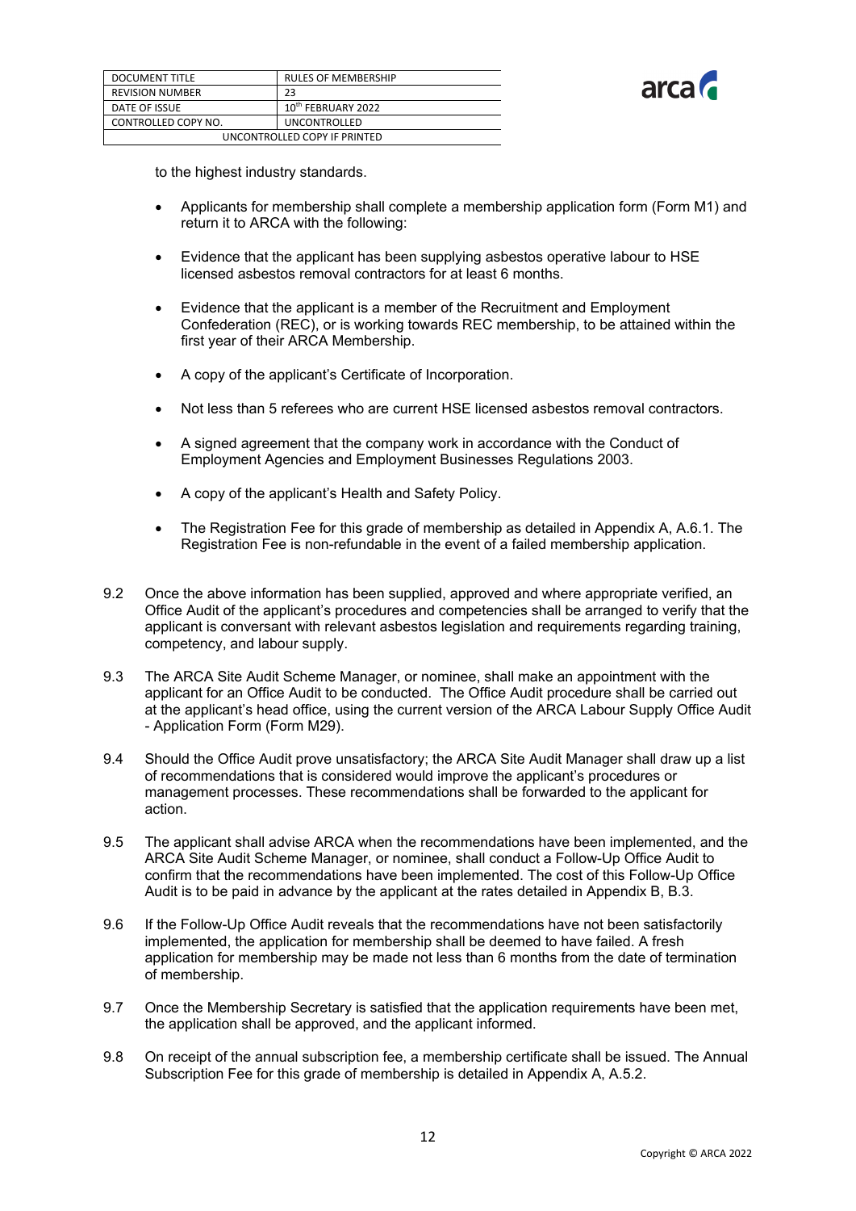to the highest industry standards.

- Applicants for membership shall complete a membership application form (Form M1) and return it to ARCA with the following:

- Evidence that the applicant has been supplying asbestos operative labour to HSE licensed asbestos removal contractors for at least 6 months.

- Evidence that the applicant is a member of the Recruitment and Employment Confederation (REC), or is working towards REC membership, to be attained within the first year of their ARCA Membership.

- A copy of the applicant's Certificate of Incorporation.

- Not less than 5 referees who are current HSE licensed asbestos removal contractors.

- A signed agreement that the company work in accordance with the Conduct of Employment Agencies and Employment Businesses Regulations 2003.

- A copy of the applicant's Health and Safety Policy.

- The Registration Fee for this grade of membership as detailed in Appendix A, A.6.1. The Registration Fee is non-refundable in the event of a failed membership application.

9.2 Once the above information has been supplied, approved and where appropriate verified, an Office Audit of the applicant's procedures and competencies shall be arranged to verify that the applicant is conversant with relevant asbestos legislation and requirements regarding training, competency, and labour supply.

9.3 The ARCA Site Audit Scheme Manager, or nominee, shall make an appointment with the applicant for an Office Audit to be conducted. The Office Audit procedure shall be carried out at the applicant's head office, using the current version of the ARCA Labour Supply Office Audit - Application Form (Form M29).

9.4 Should the Office Audit prove unsatisfactory; the ARCA Site Audit Manager shall draw up a list of recommendations that is considered would improve the applicant's procedures or management processes. These recommendations shall be forwarded to the applicant for action.

9.5 The applicant shall advise ARCA when the recommendations have been implemented, and the ARCA Site Audit Scheme Manager, or nominee, shall conduct a Follow-Up Office Audit to confirm that the recommendations have been implemented. The cost of this Follow-Up Office Audit is to be paid in advance by the applicant at the rates detailed in Appendix B, B.3.

9.6 If the Follow-Up Office Audit reveals that the recommendations have not been satisfactorily implemented, the application for membership shall be deemed to have failed. A fresh application for membership may be made not less than 6 months from the date of termination of membership.

9.7 Once the Membership Secretary is satisfied that the application requirements have been met, the application shall be approved, and the applicant informed.

9.8 On receipt of the annual subscription fee, a membership certificate shall be issued. The Annual Subscription Fee for this grade of membership is detailed in Appendix A, A.5.2.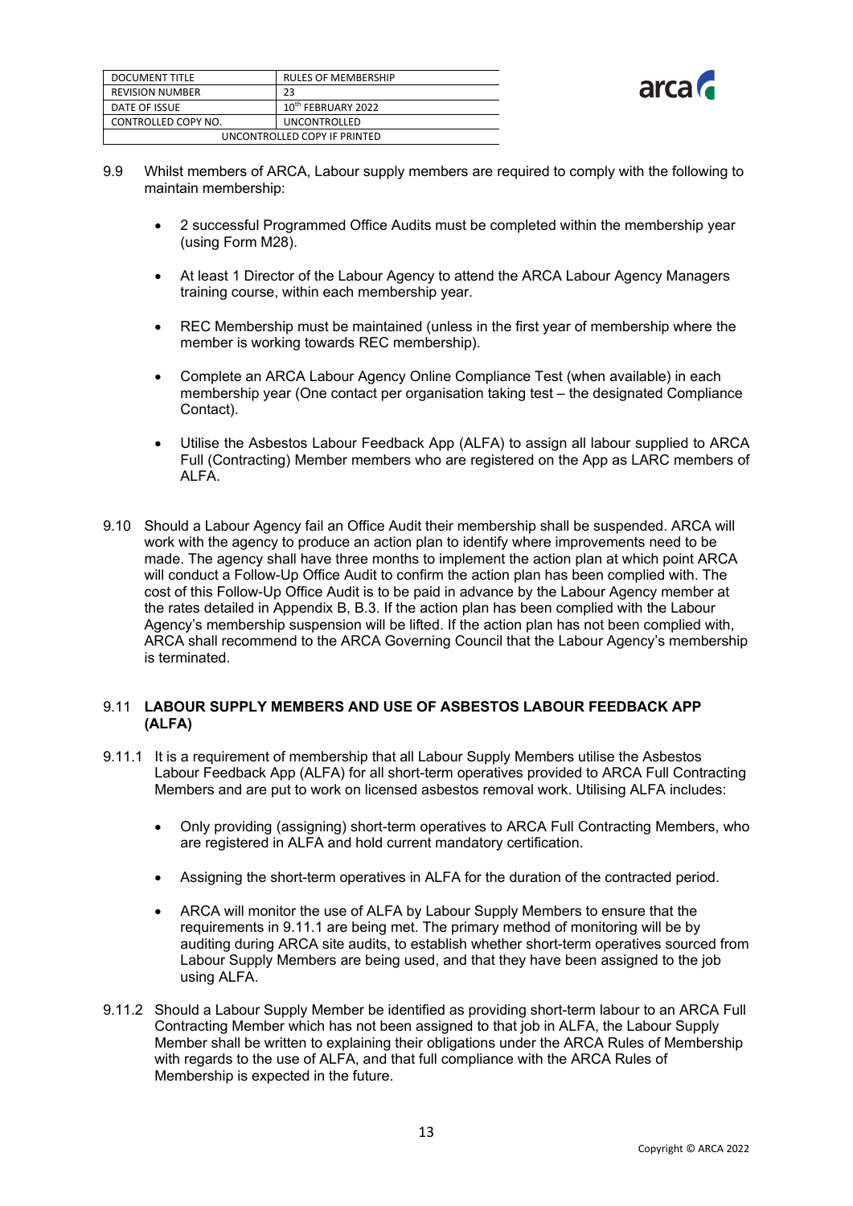9.9 Whilst members of ARCA, Labour supply members are required to comply with the following to maintain membership:

- 2 successful Programmed Office Audits must be completed within the membership year (using Form M28).
- At least 1 Director of the Labour Agency to attend the ARCA Labour Agency Managers training course, within each membership year.
- REC Membership must be maintained (unless in the first year of membership where the member is working towards REC membership).
- Complete an ARCA Labour Agency Online Compliance Test (when available) in each membership year (One contact per organisation taking test – the designated Compliance Contact).
- Utilise the Asbestos Labour Feedback App (ALFA) to assign all labour supplied to ARCA Full (Contracting) Member members who are registered on the App as LARC members of ALFA.

9.10 Should a Labour Agency fail an Office Audit their membership shall be suspended. ARCA will work with the agency to produce an action plan to identify where improvements need to be made. The agency shall have three months to implement the action plan at which point ARCA will conduct a Follow-Up Office Audit to confirm the action plan has been complied with. The cost of this Follow-Up Office Audit is to be paid in advance by the Labour Agency member at the rates detailed in Appendix B, B.3. If the action plan has been complied with the Labour Agency's membership suspension will be lifted. If the action plan has not been complied with, ARCA shall recommend to the ARCA Governing Council that the Labour Agency's membership is terminated.

## 9.11 LABOUR SUPPLY MEMBERS AND USE OF ASBESTOS LABOUR FEEDBACK APP (ALFA)

9.11.1 It is a requirement of membership that all Labour Supply Members utilise the Asbestos Labour Feedback App (ALFA) for all short-term operatives provided to ARCA Full Contracting Members and are put to work on licensed asbestos removal work. Utilising ALFA includes:

- Only providing (assigning) short-term operatives to ARCA Full Contracting Members, who are registered in ALFA and hold current mandatory certification.
- Assigning the short-term operatives in ALFA for the duration of the contracted period.
- ARCA will monitor the use of ALFA by Labour Supply Members to ensure that the requirements in 9.11.1 are being met. The primary method of monitoring will be by auditing during ARCA site audits, to establish whether short-term operatives sourced from Labour Supply Members are being used, and that they have been assigned to the job using ALFA.

9.11.2 Should a Labour Supply Member be identified as providing short-term labour to an ARCA Full Contracting Member which has not been assigned to that job in ALFA, the Labour Supply Member shall be written to explaining their obligations under the ARCA Rules of Membership with regards to the use of ALFA, and that full compliance with the ARCA Rules of Membership is expected in the future.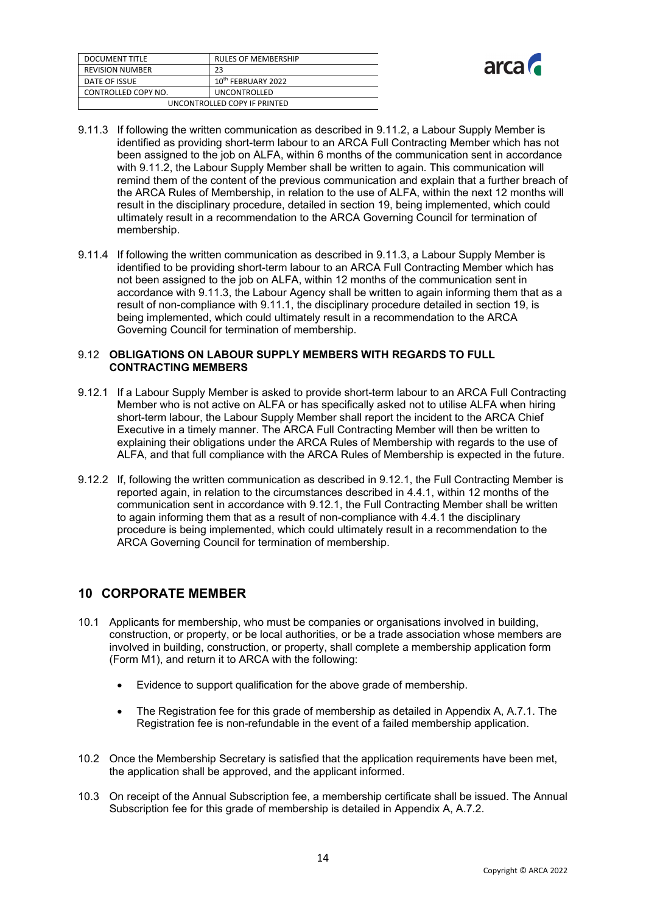9.11.3 If following the written communication as described in 9.11.2, a Labour Supply Member is identified as providing short-term labour to an ARCA Full Contracting Member which has not been assigned to the job on ALFA, within 6 months of the communication sent in accordance with 9.11.2, the Labour Supply Member shall be written to again. This communication will remind them of the content of the previous communication and explain that a further breach of the ARCA Rules of Membership, in relation to the use of ALFA, within the next 12 months will result in the disciplinary procedure, detailed in section 19, being implemented, which could ultimately result in a recommendation to the ARCA Governing Council for termination of membership.

9.11.4 If following the written communication as described in 9.11.3, a Labour Supply Member is identified to be providing short-term labour to an ARCA Full Contracting Member which has not been assigned to the job on ALFA, within 12 months of the communication sent in accordance with 9.11.3, the Labour Agency shall be written to again informing them that as a result of non-compliance with 9.11.1, the disciplinary procedure detailed in section 19, is being implemented, which could ultimately result in a recommendation to the ARCA Governing Council for termination of membership.

### 9.12 OBLIGATIONS ON LABOUR SUPPLY MEMBERS WITH REGARDS TO FULL CONTRACTING MEMBERS

9.12.1 If a Labour Supply Member is asked to provide short-term labour to an ARCA Full Contracting Member who is not active on ALFA or has specifically asked not to utilise ALFA when hiring short-term labour, the Labour Supply Member shall report the incident to the ARCA Chief Executive in a timely manner. The ARCA Full Contracting Member will then be written to explaining their obligations under the ARCA Rules of Membership with regards to the use of ALFA, and that full compliance with the ARCA Rules of Membership is expected in the future.

9.12.2 If, following the written communication as described in 9.12.1, the Full Contracting Member is reported again, in relation to the circumstances described in 4.4.1, within 12 months of the communication sent in accordance with 9.12.1, the Full Contracting Member shall be written to again informing them that as a result of non-compliance with 4.4.1 the disciplinary procedure is being implemented, which could ultimately result in a recommendation to the ARCA Governing Council for termination of membership.

## 10 CORPORATE MEMBER

10.1 Applicants for membership, who must be companies or organisations involved in building, construction, or property, or be local authorities, or be a trade association whose members are involved in building, construction, or property, shall complete a membership application form (Form M1), and return it to ARCA with the following:

- Evidence to support qualification for the above grade of membership.
- The Registration fee for this grade of membership as detailed in Appendix A, A.7.1. The Registration fee is non-refundable in the event of a failed membership application.

10.2 Once the Membership Secretary is satisfied that the application requirements have been met, the application shall be approved, and the applicant informed.

10.3 On receipt of the Annual Subscription fee, a membership certificate shall be issued. The Annual Subscription fee for this grade of membership is detailed in Appendix A, A.7.2.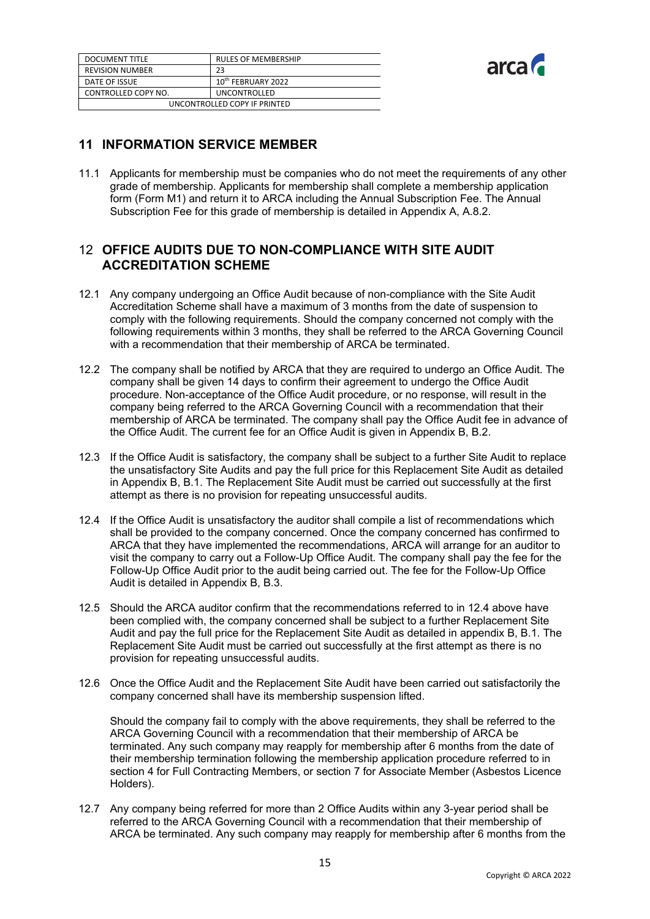## 11 INFORMATION SERVICE MEMBER

11.1 Applicants for membership must be companies who do not meet the requirements of any other grade of membership. Applicants for membership shall complete a membership application form (Form M1) and return it to ARCA including the Annual Subscription Fee. The Annual Subscription Fee for this grade of membership is detailed in Appendix A, A.8.2.

## 12 OFFICE AUDITS DUE TO NON-COMPLIANCE WITH SITE AUDIT ACCREDITATION SCHEME

12.1 Any company undergoing an Office Audit because of non-compliance with the Site Audit Accreditation Scheme shall have a maximum of 3 months from the date of suspension to comply with the following requirements. Should the company concerned not comply with the following requirements within 3 months, they shall be referred to the ARCA Governing Council with a recommendation that their membership of ARCA be terminated.

12.2 The company shall be notified by ARCA that they are required to undergo an Office Audit. The company shall be given 14 days to confirm their agreement to undergo the Office Audit procedure. Non-acceptance of the Office Audit procedure, or no response, will result in the company being referred to the ARCA Governing Council with a recommendation that their membership of ARCA be terminated. The company shall pay the Office Audit fee in advance of the Office Audit. The current fee for an Office Audit is given in Appendix B, B.2.

12.3 If the Office Audit is satisfactory, the company shall be subject to a further Site Audit to replace the unsatisfactory Site Audits and pay the full price for this Replacement Site Audit as detailed in Appendix B, B.1. The Replacement Site Audit must be carried out successfully at the first attempt as there is no provision for repeating unsuccessful audits.

12.4 If the Office Audit is unsatisfactory the auditor shall compile a list of recommendations which shall be provided to the company concerned. Once the company concerned has confirmed to ARCA that they have implemented the recommendations, ARCA will arrange for an auditor to visit the company to carry out a Follow-Up Office Audit. The company shall pay the fee for the Follow-Up Office Audit prior to the audit being carried out. The fee for the Follow-Up Office Audit is detailed in Appendix B, B.3.

12.5 Should the ARCA auditor confirm that the recommendations referred to in 12.4 above have been complied with, the company concerned shall be subject to a further Replacement Site Audit and pay the full price for the Replacement Site Audit as detailed in appendix B, B.1. The Replacement Site Audit must be carried out successfully at the first attempt as there is no provision for repeating unsuccessful audits.

12.6 Once the Office Audit and the Replacement Site Audit have been carried out satisfactorily the company concerned shall have its membership suspension lifted.

Should the company fail to comply with the above requirements, they shall be referred to the ARCA Governing Council with a recommendation that their membership of ARCA be terminated. Any such company may reapply for membership after 6 months from the date of their membership termination following the membership application procedure referred to in section 4 for Full Contracting Members, or section 7 for Associate Member (Asbestos Licence Holders).

12.7 Any company being referred for more than 2 Office Audits within any 3-year period shall be referred to the ARCA Governing Council with a recommendation that their membership of ARCA be terminated. Any such company may reapply for membership after 6 months from the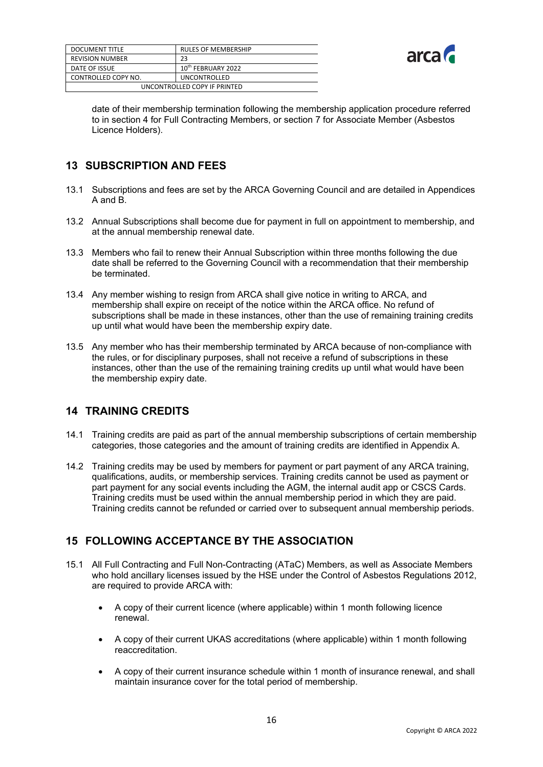date of their membership termination following the membership application procedure referred to in section 4 for Full Contracting Members, or section 7 for Associate Member (Asbestos Licence Holders).

## 13 SUBSCRIPTION AND FEES

13.1 Subscriptions and fees are set by the ARCA Governing Council and are detailed in Appendices A and B.

13.2 Annual Subscriptions shall become due for payment in full on appointment to membership, and at the annual membership renewal date.

13.3 Members who fail to renew their Annual Subscription within three months following the due date shall be referred to the Governing Council with a recommendation that their membership be terminated.

13.4 Any member wishing to resign from ARCA shall give notice in writing to ARCA, and membership shall expire on receipt of the notice within the ARCA office. No refund of subscriptions shall be made in these instances, other than the use of remaining training credits up until what would have been the membership expiry date.

13.5 Any member who has their membership terminated by ARCA because of non-compliance with the rules, or for disciplinary purposes, shall not receive a refund of subscriptions in these instances, other than the use of the remaining training credits up until what would have been the membership expiry date.

## 14 TRAINING CREDITS

14.1 Training credits are paid as part of the annual membership subscriptions of certain membership categories, those categories and the amount of training credits are identified in Appendix A.

14.2 Training credits may be used by members for payment or part payment of any ARCA training, qualifications, audits, or membership services. Training credits cannot be used as payment or part payment for any social events including the AGM, the internal audit app or CSCS Cards. Training credits must be used within the annual membership period in which they are paid. Training credits cannot be refunded or carried over to subsequent annual membership periods.

## 15 FOLLOWING ACCEPTANCE BY THE ASSOCIATION

15.1 All Full Contracting and Full Non-Contracting (ATaC) Members, as well as Associate Members who hold ancillary licenses issued by the HSE under the Control of Asbestos Regulations 2012, are required to provide ARCA with:

- A copy of their current licence (where applicable) within 1 month following licence renewal.
- A copy of their current UKAS accreditations (where applicable) within 1 month following reaccreditation.
- A copy of their current insurance schedule within 1 month of insurance renewal, and shall maintain insurance cover for the total period of membership.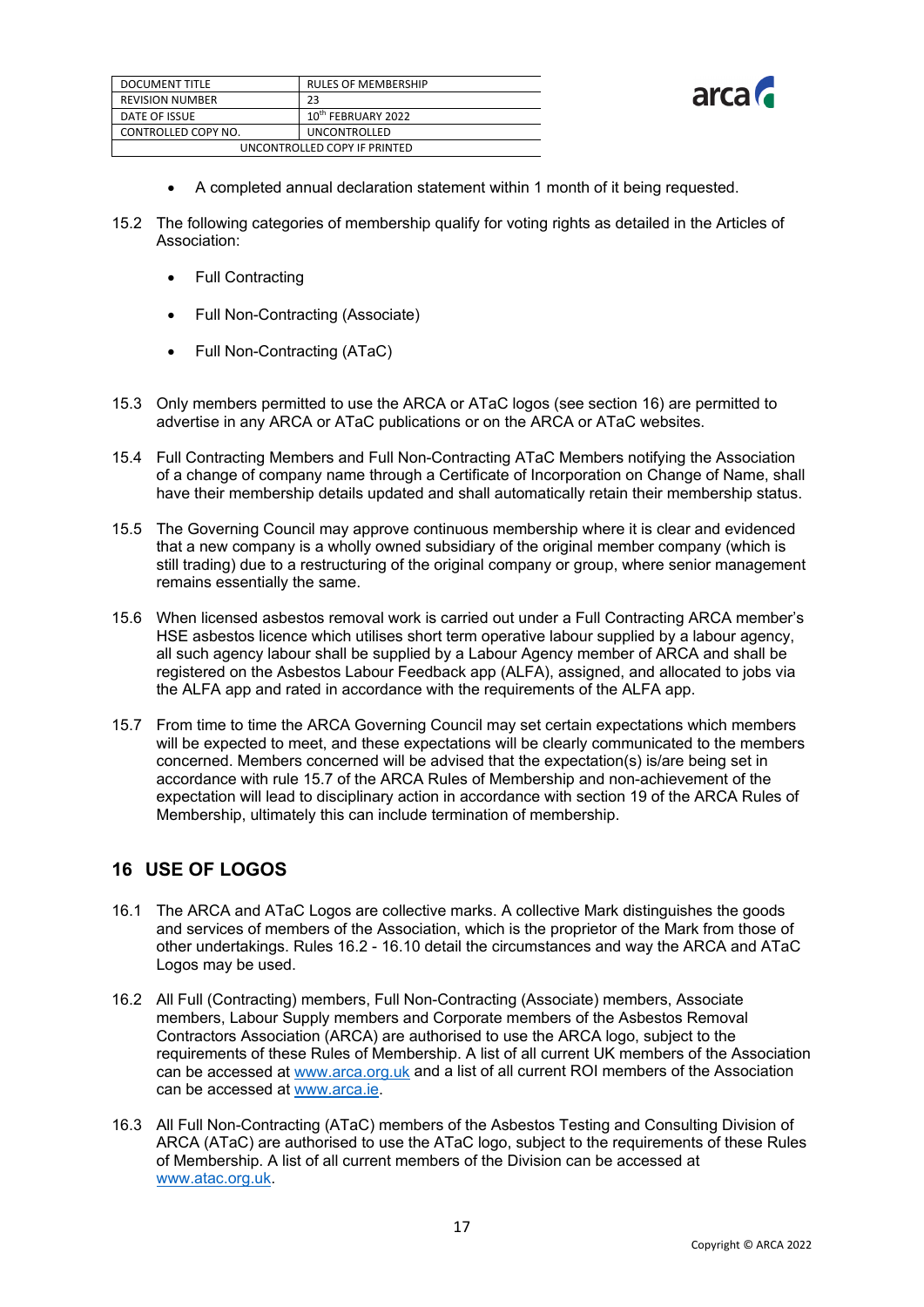- A completed annual declaration statement within 1 month of it being requested.

15.2 The following categories of membership qualify for voting rights as detailed in the Articles of Association:

- Full Contracting
- Full Non-Contracting (Associate)
- Full Non-Contracting (ATaC)

15.3 Only members permitted to use the ARCA or ATaC logos (see section 16) are permitted to advertise in any ARCA or ATaC publications or on the ARCA or ATaC websites.

15.4 Full Contracting Members and Full Non-Contracting ATaC Members notifying the Association of a change of company name through a Certificate of Incorporation on Change of Name, shall have their membership details updated and shall automatically retain their membership status.

15.5 The Governing Council may approve continuous membership where it is clear and evidenced that a new company is a wholly owned subsidiary of the original member company (which is still trading) due to a restructuring of the original company or group, where senior management remains essentially the same.

15.6 When licensed asbestos removal work is carried out under a Full Contracting ARCA member's HSE asbestos licence which utilises short term operative labour supplied by a labour agency, all such agency labour shall be supplied by a Labour Agency member of ARCA and shall be registered on the Asbestos Labour Feedback app (ALFA), assigned, and allocated to jobs via the ALFA app and rated in accordance with the requirements of the ALFA app.

15.7 From time to time the ARCA Governing Council may set certain expectations which members will be expected to meet, and these expectations will be clearly communicated to the members concerned. Members concerned will be advised that the expectation(s) is/are being set in accordance with rule 15.7 of the ARCA Rules of Membership and non-achievement of the expectation will lead to disciplinary action in accordance with section 19 of the ARCA Rules of Membership, ultimately this can include termination of membership.

## 16 USE OF LOGOS

16.1 The ARCA and ATaC Logos are collective marks. A collective Mark distinguishes the goods and services of members of the Association, which is the proprietor of the Mark from those of other undertakings. Rules 16.2 - 16.10 detail the circumstances and way the ARCA and ATaC Logos may be used.

16.2 All Full (Contracting) members, Full Non-Contracting (Associate) members, Associate members, Labour Supply members and Corporate members of the Asbestos Removal Contractors Association (ARCA) are authorised to use the ARCA logo, subject to the requirements of these Rules of Membership. A list of all current UK members of the Association can be accessed at www.arca.org.uk and a list of all current ROI members of the Association can be accessed at www.arca.ie.

16.3 All Full Non-Contracting (ATaC) members of the Asbestos Testing and Consulting Division of ARCA (ATaC) are authorised to use the ATaC logo, subject to the requirements of these Rules of Membership. A list of all current members of the Division can be accessed at www.atac.org.uk.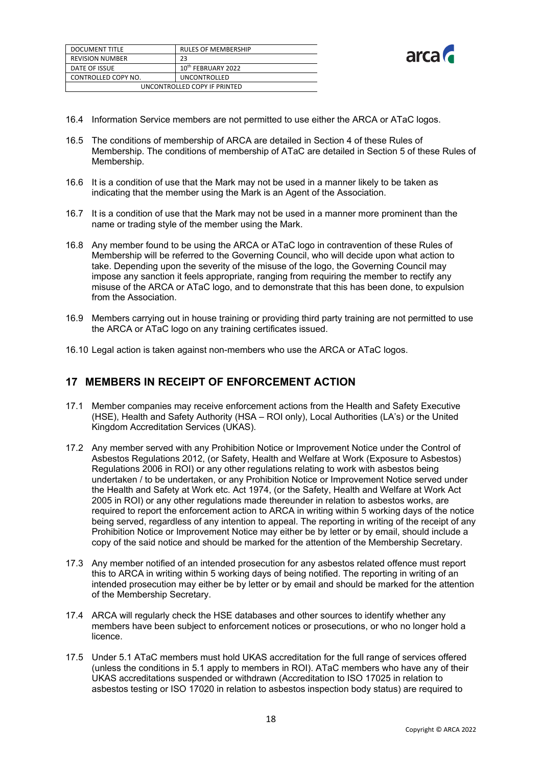16.4 Information Service members are not permitted to use either the ARCA or ATaC logos.

16.5 The conditions of membership of ARCA are detailed in Section 4 of these Rules of Membership. The conditions of membership of ATaC are detailed in Section 5 of these Rules of Membership.

16.6 It is a condition of use that the Mark may not be used in a manner likely to be taken as indicating that the member using the Mark is an Agent of the Association.

16.7 It is a condition of use that the Mark may not be used in a manner more prominent than the name or trading style of the member using the Mark.

16.8 Any member found to be using the ARCA or ATaC logo in contravention of these Rules of Membership will be referred to the Governing Council, who will decide upon what action to take. Depending upon the severity of the misuse of the logo, the Governing Council may impose any sanction it feels appropriate, ranging from requiring the member to rectify any misuse of the ARCA or ATaC logo, and to demonstrate that this has been done, to expulsion from the Association.

16.9 Members carrying out in house training or providing third party training are not permitted to use the ARCA or ATaC logo on any training certificates issued.

16.10 Legal action is taken against non-members who use the ARCA or ATaC logos.

## 17 MEMBERS IN RECEIPT OF ENFORCEMENT ACTION

17.1 Member companies may receive enforcement actions from the Health and Safety Executive (HSE), Health and Safety Authority (HSA – ROI only), Local Authorities (LA's) or the United Kingdom Accreditation Services (UKAS).

17.2 Any member served with any Prohibition Notice or Improvement Notice under the Control of Asbestos Regulations 2012, (or Safety, Health and Welfare at Work (Exposure to Asbestos) Regulations 2006 in ROI) or any other regulations relating to work with asbestos being undertaken / to be undertaken, or any Prohibition Notice or Improvement Notice served under the Health and Safety at Work etc. Act 1974, (or the Safety, Health and Welfare at Work Act 2005 in ROI) or any other regulations made thereunder in relation to asbestos works, are required to report the enforcement action to ARCA in writing within 5 working days of the notice being served, regardless of any intention to appeal. The reporting in writing of the receipt of any Prohibition Notice or Improvement Notice may either be by letter or by email, should include a copy of the said notice and should be marked for the attention of the Membership Secretary.

17.3 Any member notified of an intended prosecution for any asbestos related offence must report this to ARCA in writing within 5 working days of being notified. The reporting in writing of an intended prosecution may either be by letter or by email and should be marked for the attention of the Membership Secretary.

17.4 ARCA will regularly check the HSE databases and other sources to identify whether any members have been subject to enforcement notices or prosecutions, or who no longer hold a licence.

17.5 Under 5.1 ATaC members must hold UKAS accreditation for the full range of services offered (unless the conditions in 5.1 apply to members in ROI). ATaC members who have any of their UKAS accreditations suspended or withdrawn (Accreditation to ISO 17025 in relation to asbestos testing or ISO 17020 in relation to asbestos inspection body status) are required to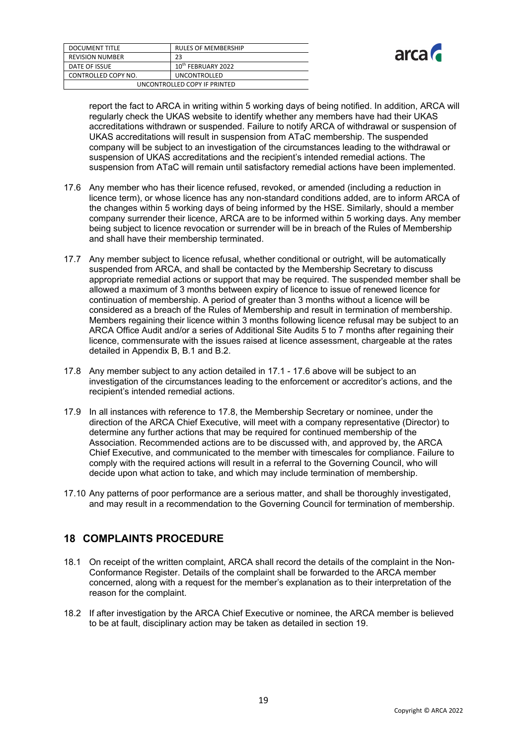report the fact to ARCA in writing within 5 working days of being notified. In addition, ARCA will regularly check the UKAS website to identify whether any members have had their UKAS accreditations withdrawn or suspended. Failure to notify ARCA of withdrawal or suspension of UKAS accreditations will result in suspension from ATaC membership. The suspended company will be subject to an investigation of the circumstances leading to the withdrawal or suspension of UKAS accreditations and the recipient's intended remedial actions. The suspension from ATaC will remain until satisfactory remedial actions have been implemented.

17.6 Any member who has their licence refused, revoked, or amended (including a reduction in licence term), or whose licence has any non-standard conditions added, are to inform ARCA of the changes within 5 working days of being informed by the HSE. Similarly, should a member company surrender their licence, ARCA are to be informed within 5 working days. Any member being subject to licence revocation or surrender will be in breach of the Rules of Membership and shall have their membership terminated.

17.7 Any member subject to licence refusal, whether conditional or outright, will be automatically suspended from ARCA, and shall be contacted by the Membership Secretary to discuss appropriate remedial actions or support that may be required. The suspended member shall be allowed a maximum of 3 months between expiry of licence to issue of renewed licence for continuation of membership. A period of greater than 3 months without a licence will be considered as a breach of the Rules of Membership and result in termination of membership. Members regaining their licence within 3 months following licence refusal may be subject to an ARCA Office Audit and/or a series of Additional Site Audits 5 to 7 months after regaining their licence, commensurate with the issues raised at licence assessment, chargeable at the rates detailed in Appendix B, B.1 and B.2.

17.8 Any member subject to any action detailed in 17.1 - 17.6 above will be subject to an investigation of the circumstances leading to the enforcement or accreditor's actions, and the recipient's intended remedial actions.

17.9 In all instances with reference to 17.8, the Membership Secretary or nominee, under the direction of the ARCA Chief Executive, will meet with a company representative (Director) to determine any further actions that may be required for continued membership of the Association. Recommended actions are to be discussed with, and approved by, the ARCA Chief Executive, and communicated to the member with timescales for compliance. Failure to comply with the required actions will result in a referral to the Governing Council, who will decide upon what action to take, and which may include termination of membership.

17.10 Any patterns of poor performance are a serious matter, and shall be thoroughly investigated, and may result in a recommendation to the Governing Council for termination of membership.

## 18 COMPLAINTS PROCEDURE

18.1 On receipt of the written complaint, ARCA shall record the details of the complaint in the Non-Conformance Register. Details of the complaint shall be forwarded to the ARCA member concerned, along with a request for the member's explanation as to their interpretation of the reason for the complaint.

18.2 If after investigation by the ARCA Chief Executive or nominee, the ARCA member is believed to be at fault, disciplinary action may be taken as detailed in section 19.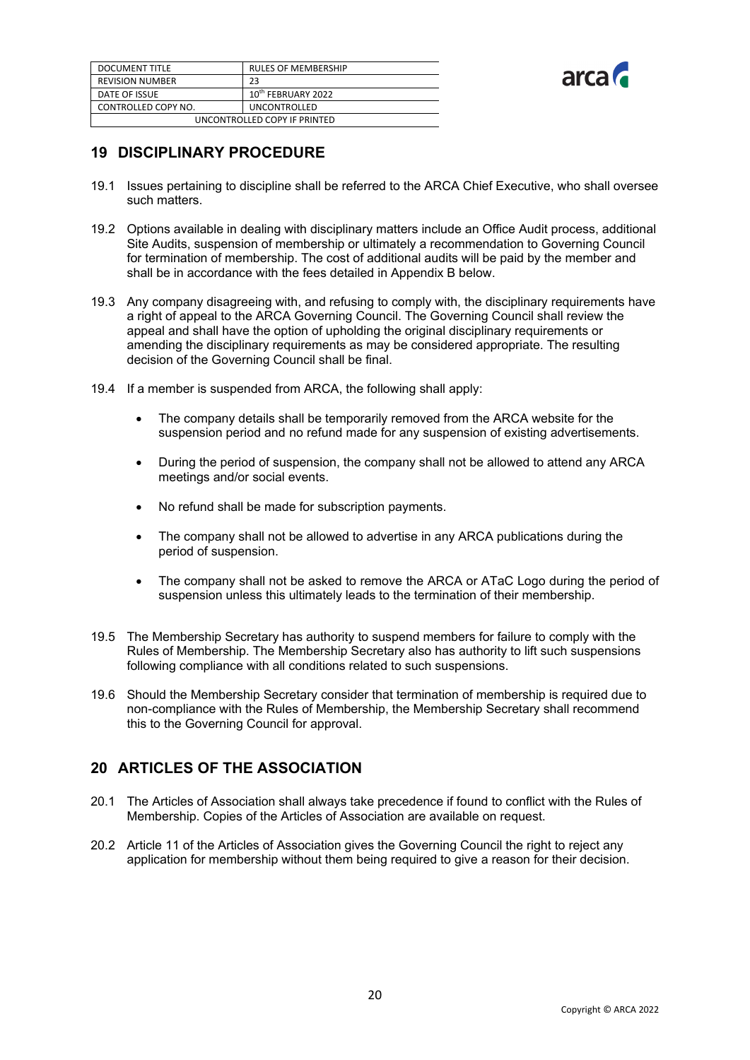## 19 DISCIPLINARY PROCEDURE

19.1 Issues pertaining to discipline shall be referred to the ARCA Chief Executive, who shall oversee such matters.

19.2 Options available in dealing with disciplinary matters include an Office Audit process, additional Site Audits, suspension of membership or ultimately a recommendation to Governing Council for termination of membership. The cost of additional audits will be paid by the member and shall be in accordance with the fees detailed in Appendix B below.

19.3 Any company disagreeing with, and refusing to comply with, the disciplinary requirements have a right of appeal to the ARCA Governing Council. The Governing Council shall review the appeal and shall have the option of upholding the original disciplinary requirements or amending the disciplinary requirements as may be considered appropriate. The resulting decision of the Governing Council shall be final.

19.4 If a member is suspended from ARCA, the following shall apply:

- The company details shall be temporarily removed from the ARCA website for the suspension period and no refund made for any suspension of existing advertisements.
- During the period of suspension, the company shall not be allowed to attend any ARCA meetings and/or social events.
- No refund shall be made for subscription payments.
- The company shall not be allowed to advertise in any ARCA publications during the period of suspension.
- The company shall not be asked to remove the ARCA or ATaC Logo during the period of suspension unless this ultimately leads to the termination of their membership.

19.5 The Membership Secretary has authority to suspend members for failure to comply with the Rules of Membership. The Membership Secretary also has authority to lift such suspensions following compliance with all conditions related to such suspensions.

19.6 Should the Membership Secretary consider that termination of membership is required due to non-compliance with the Rules of Membership, the Membership Secretary shall recommend this to the Governing Council for approval.

## 20 ARTICLES OF THE ASSOCIATION

20.1 The Articles of Association shall always take precedence if found to conflict with the Rules of Membership. Copies of the Articles of Association are available on request.

20.2 Article 11 of the Articles of Association gives the Governing Council the right to reject any application for membership without them being required to give a reason for their decision.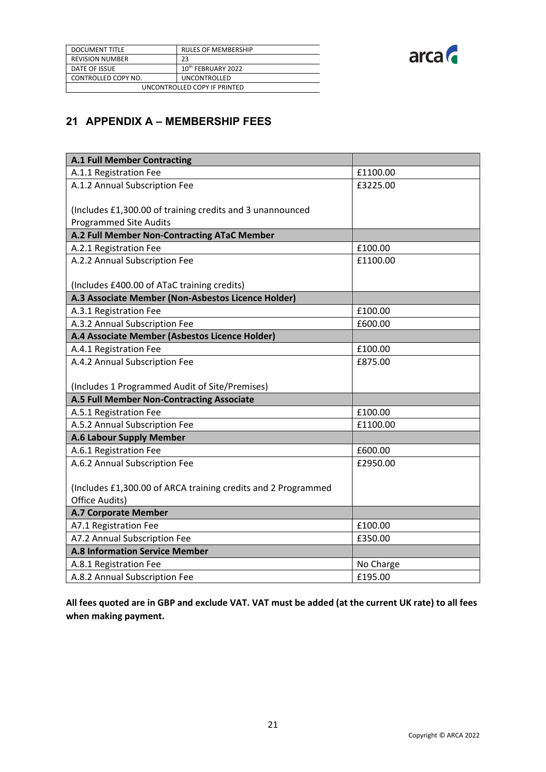## 21 APPENDIX A – MEMBERSHIP FEES

| **A.1 Full Member Contracting** | |
|---|---|
| A.1.1 Registration Fee | £1100.00 |
| A.1.2 Annual Subscription Fee<br><br>(Includes £1,300.00 of training credits and 3 unannounced Programmed Site Audits | £3225.00 |
| **A.2 Full Member Non-Contracting ATaC Member** | |
| A.2.1 Registration Fee | £100.00 |
| A.2.2 Annual Subscription Fee<br><br>(Includes £400.00 of ATaC training credits) | £1100.00 |
| **A.3 Associate Member (Non-Asbestos Licence Holder)** | |
| A.3.1 Registration Fee | £100.00 |
| A.3.2 Annual Subscription Fee | £600.00 |
| **A.4 Associate Member (Asbestos Licence Holder)** | |
| A.4.1 Registration Fee | £100.00 |
| A.4.2 Annual Subscription Fee<br><br>(Includes 1 Programmed Audit of Site/Premises) | £875.00 |
| **A.5 Full Member Non-Contracting Associate** | |
| A.5.1 Registration Fee | £100.00 |
| A.5.2 Annual Subscription Fee | £1100.00 |
| **A.6 Labour Supply Member** | |
| A.6.1 Registration Fee | £600.00 |
| A.6.2 Annual Subscription Fee<br><br>(Includes £1,300.00 of ARCA training credits and 2 Programmed Office Audits) | £2950.00 |
| **A.7 Corporate Member** | |
| A7.1 Registration Fee | £100.00 |
| A7.2 Annual Subscription Fee | £350.00 |
| **A.8 Information Service Member** | |
| A.8.1 Registration Fee | No Charge |
| A.8.2 Annual Subscription Fee | £195.00 |

**All fees quoted are in GBP and exclude VAT. VAT must be added (at the current UK rate) to all fees when making payment.**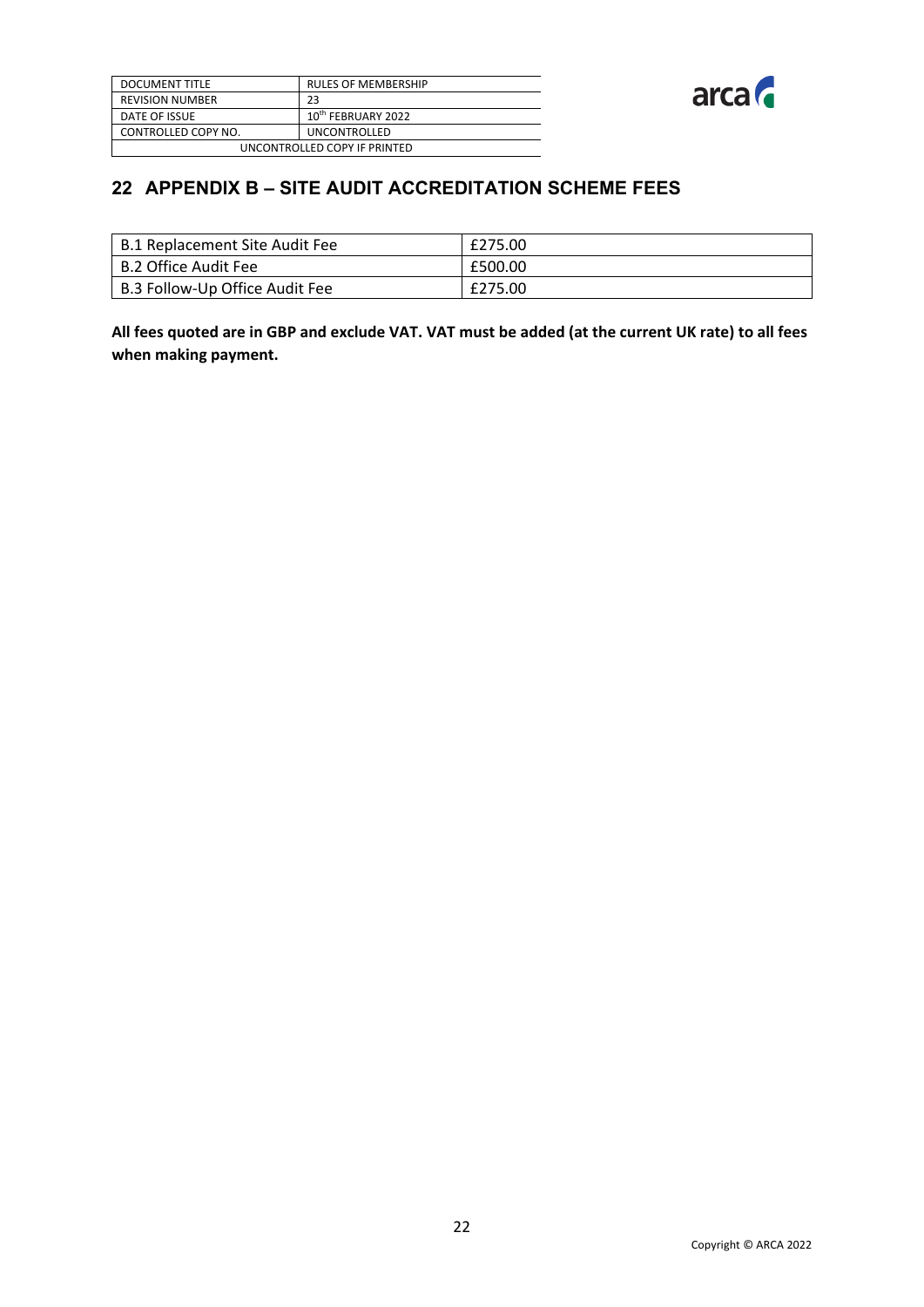## 22 APPENDIX B – SITE AUDIT ACCREDITATION SCHEME FEES

| B.1 Replacement Site Audit Fee | £275.00 |
|---|---|
| B.2 Office Audit Fee | £500.00 |
| B.3 Follow-Up Office Audit Fee | £275.00 |

**All fees quoted are in GBP and exclude VAT. VAT must be added (at the current UK rate) to all fees when making payment.**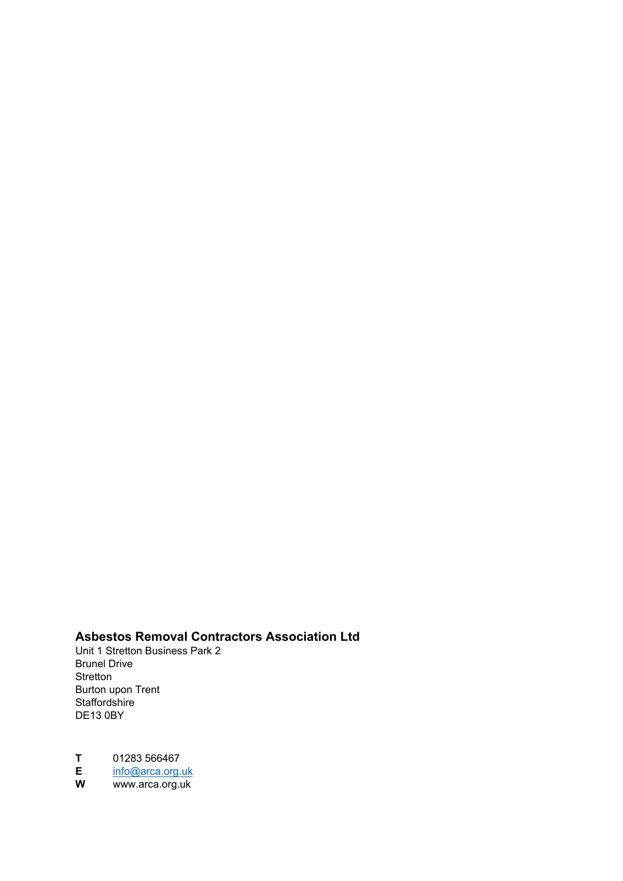**Asbestos Removal Contractors Association Ltd**
Unit 1 Stretton Business Park 2
Brunel Drive
Stretton
Burton upon Trent
Staffordshire
DE13 0BY

**T** 01283 566467
**E** info@arca.org.uk
**W** www.arca.org.uk